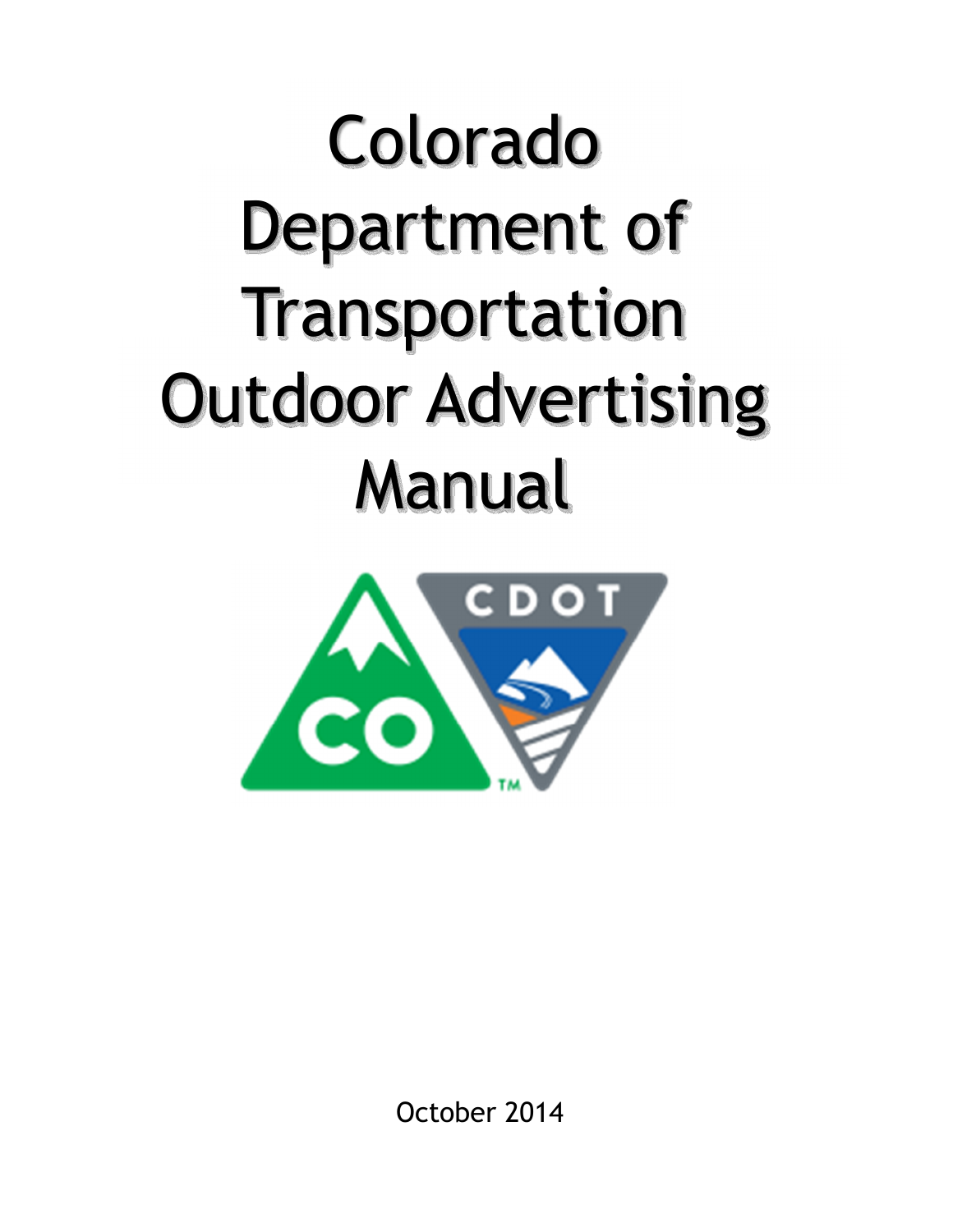# Colorado Department of Transportation Outdoor Advertising Manual

October 2014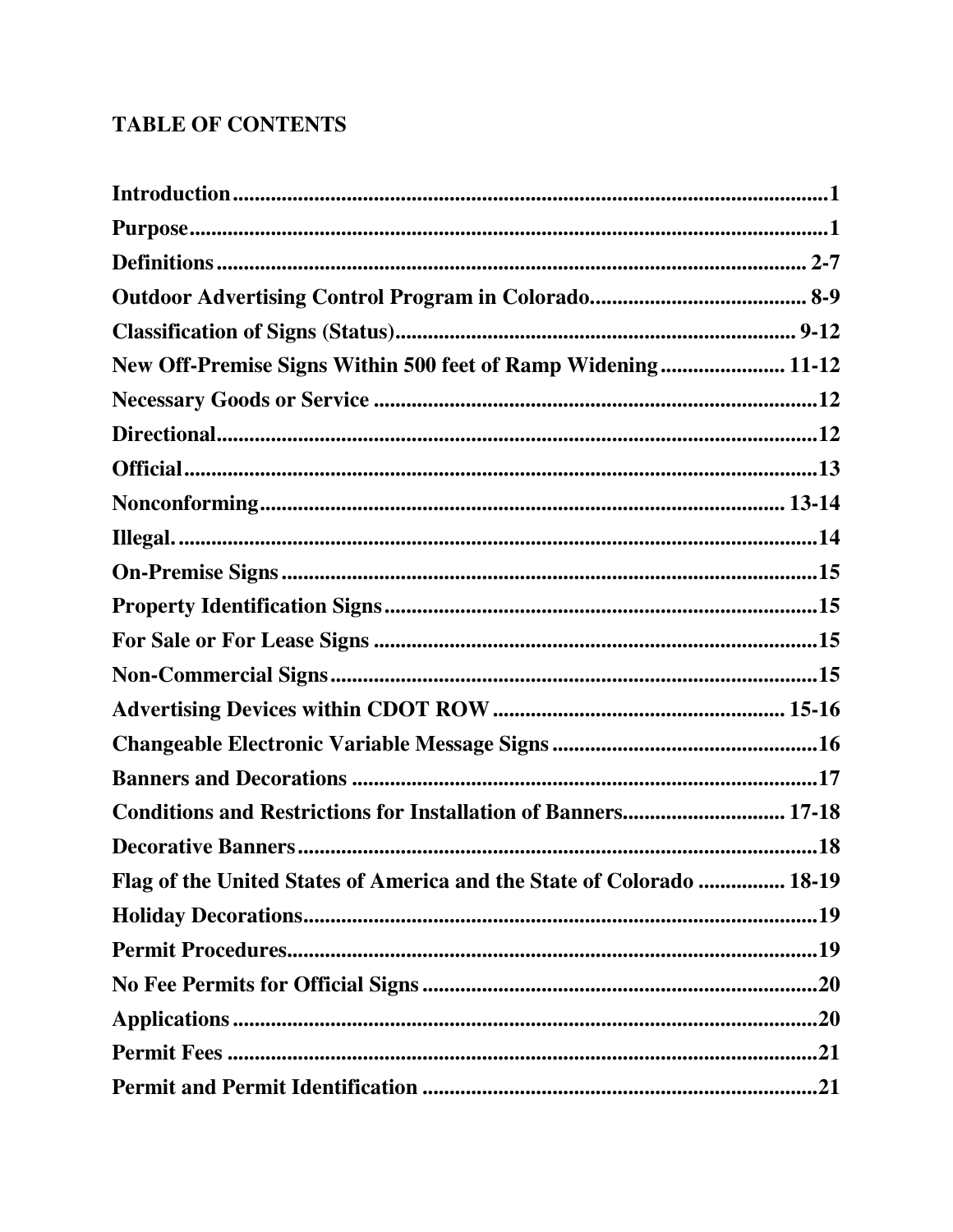## TABLE OF CONTENTS

| | |
|---|---|
| **Introduction** | **1** |
| **Purpose** | **1** |
| **Definitions** | **2-7** |
| **Outdoor Advertising Control Program in Colorado** | **8-9** |
| **Classification of Signs (Status)** | **9-12** |
| **New Off-Premise Signs Within 500 feet of Ramp Widening** | **11-12** |
| **Necessary Goods or Service** | **12** |
| **Directional** | **12** |
| **Official** | **13** |
| **Nonconforming** | **13-14** |
| **Illegal.** | **14** |
| **On-Premise Signs** | **15** |
| **Property Identification Signs** | **15** |
| **For Sale or For Lease Signs** | **15** |
| **Non-Commercial Signs** | **15** |
| **Advertising Devices within CDOT ROW** | **15-16** |
| **Changeable Electronic Variable Message Signs** | **16** |
| **Banners and Decorations** | **17** |
| **Conditions and Restrictions for Installation of Banners** | **17-18** |
| **Decorative Banners** | **18** |
| **Flag of the United States of America and the State of Colorado** | **18-19** |
| **Holiday Decorations** | **19** |
| **Permit Procedures** | **19** |
| **No Fee Permits for Official Signs** | **20** |
| **Applications** | **20** |
| **Permit Fees** | **21** |
| **Permit and Permit Identification** | **21** |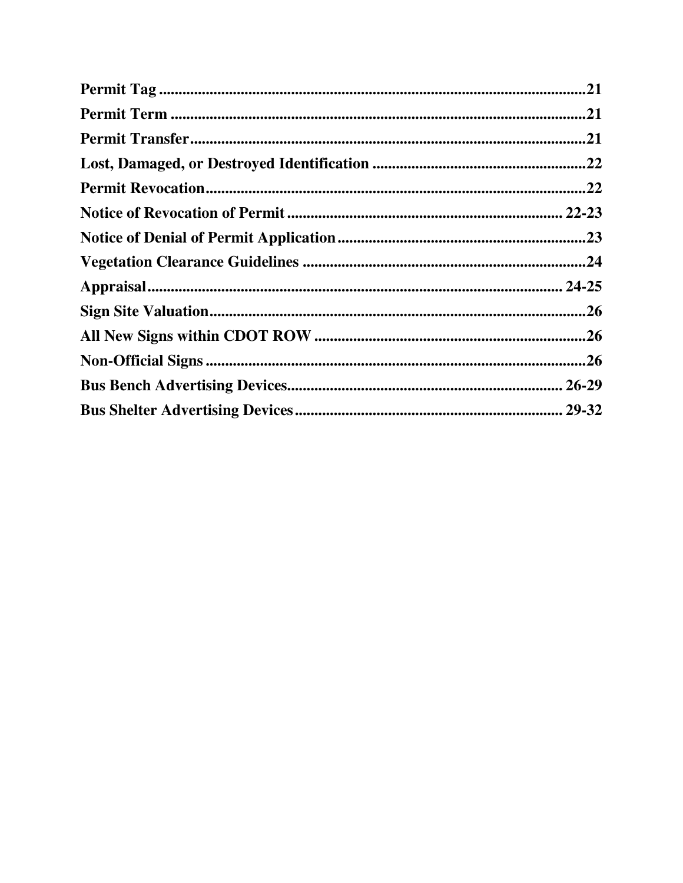**Permit Tag** .......................................................................................................21
**Permit Term** .....................................................................................................21
**Permit Transfer**.................................................................................................21
**Lost, Damaged, or Destroyed Identification** ...................................................22
**Permit Revocation**.............................................................................................22
**Notice of Revocation of Permit** ..................................................................22-23
**Notice of Denial of Permit Application**...........................................................23
**Vegetation Clearance Guidelines** .....................................................................24
**Appraisal**.......................................................................................................24-25
**Sign Site Valuation**............................................................................................26
**All New Signs within CDOT ROW** ..................................................................26
**Non-Official Signs** .............................................................................................26
**Bus Bench Advertising Devices**...................................................................26-29
**Bus Shelter Advertising Devices**.................................................................29-32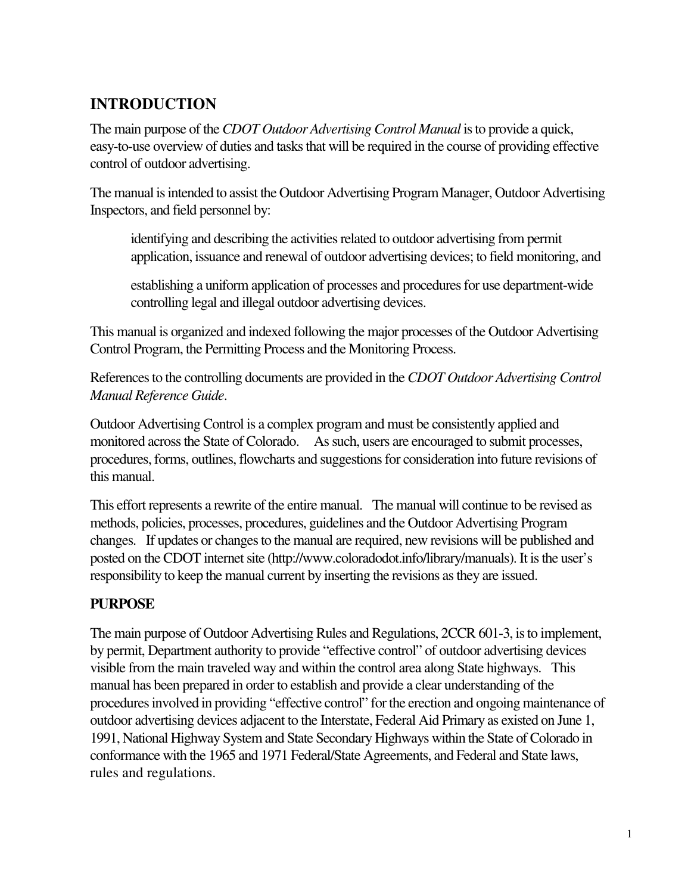## INTRODUCTION

The main purpose of the *CDOT Outdoor Advertising Control Manual* is to provide a quick, easy-to-use overview of duties and tasks that will be required in the course of providing effective control of outdoor advertising.

The manual is intended to assist the Outdoor Advertising Program Manager, Outdoor Advertising Inspectors, and field personnel by:

> identifying and describing the activities related to outdoor advertising from permit application, issuance and renewal of outdoor advertising devices; to field monitoring, and
>
> establishing a uniform application of processes and procedures for use department-wide controlling legal and illegal outdoor advertising devices.

This manual is organized and indexed following the major processes of the Outdoor Advertising Control Program, the Permitting Process and the Monitoring Process.

References to the controlling documents are provided in the *CDOT Outdoor Advertising Control Manual Reference Guide*.

Outdoor Advertising Control is a complex program and must be consistently applied and monitored across the State of Colorado. As such, users are encouraged to submit processes, procedures, forms, outlines, flowcharts and suggestions for consideration into future revisions of this manual.

This effort represents a rewrite of the entire manual. The manual will continue to be revised as methods, policies, processes, procedures, guidelines and the Outdoor Advertising Program changes. If updates or changes to the manual are required, new revisions will be published and posted on the CDOT internet site (http://www.coloradodot.info/library/manuals). It is the user's responsibility to keep the manual current by inserting the revisions as they are issued.

### PURPOSE

The main purpose of Outdoor Advertising Rules and Regulations, 2CCR 601-3, is to implement, by permit, Department authority to provide "effective control" of outdoor advertising devices visible from the main traveled way and within the control area along State highways. This manual has been prepared in order to establish and provide a clear understanding of the procedures involved in providing "effective control" for the erection and ongoing maintenance of outdoor advertising devices adjacent to the Interstate, Federal Aid Primary as existed on June 1, 1991, National Highway System and State Secondary Highways within the State of Colorado in conformance with the 1965 and 1971 Federal/State Agreements, and Federal and State laws, rules and regulations.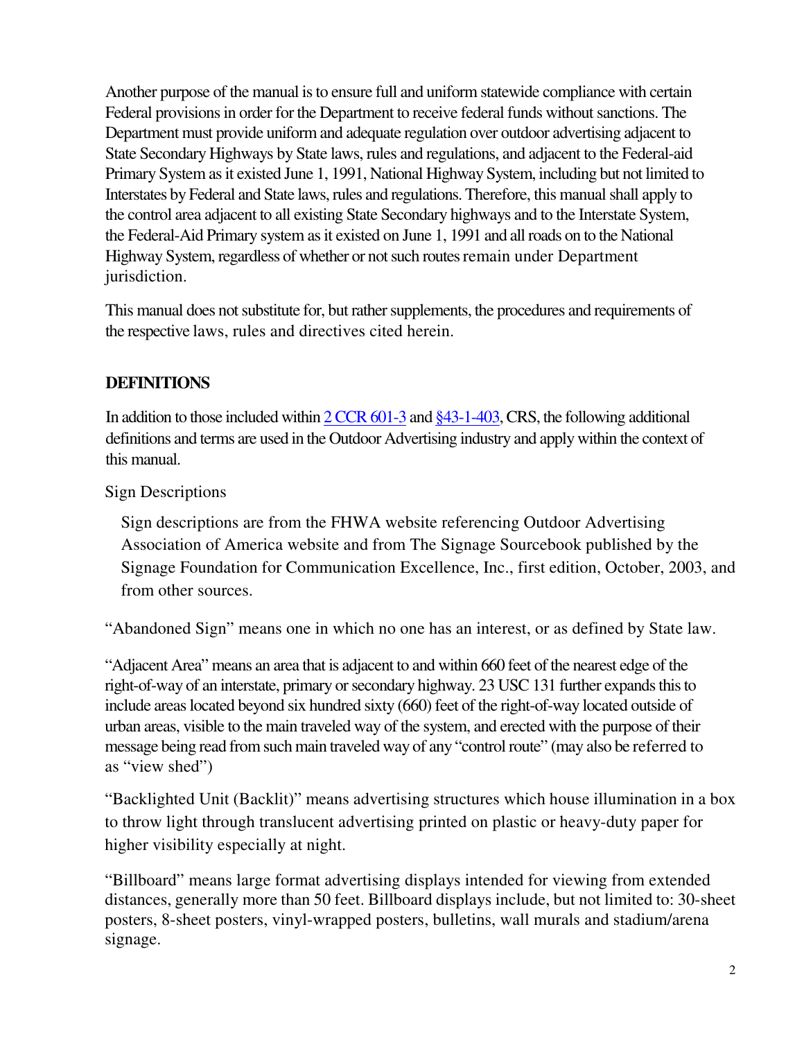Another purpose of the manual is to ensure full and uniform statewide compliance with certain Federal provisions in order for the Department to receive federal funds without sanctions. The Department must provide uniform and adequate regulation over outdoor advertising adjacent to State Secondary Highways by State laws, rules and regulations, and adjacent to the Federal-aid Primary System as it existed June 1, 1991, National Highway System, including but not limited to Interstates by Federal and State laws, rules and regulations. Therefore, this manual shall apply to the control area adjacent to all existing State Secondary highways and to the Interstate System, the Federal-Aid Primary system as it existed on June 1, 1991 and all roads on to the National Highway System, regardless of whether or not such routes remain under Department jurisdiction.

This manual does not substitute for, but rather supplements, the procedures and requirements of the respective laws, rules and directives cited herein.

## DEFINITIONS

In addition to those included within [2 CCR 601-3] and [§43-1-403], CRS, the following additional definitions and terms are used in the Outdoor Advertising industry and apply within the context of this manual.

Sign Descriptions

Sign descriptions are from the FHWA website referencing Outdoor Advertising Association of America website and from The Signage Sourcebook published by the Signage Foundation for Communication Excellence, Inc., first edition, October, 2003, and from other sources.

"Abandoned Sign" means one in which no one has an interest, or as defined by State law.

"Adjacent Area" means an area that is adjacent to and within 660 feet of the nearest edge of the right-of-way of an interstate, primary or secondary highway. 23 USC 131 further expands this to include areas located beyond six hundred sixty (660) feet of the right-of-way located outside of urban areas, visible to the main traveled way of the system, and erected with the purpose of their message being read from such main traveled way of any "control route" (may also be referred to as "view shed")

"Backlighted Unit (Backlit)" means advertising structures which house illumination in a box to throw light through translucent advertising printed on plastic or heavy-duty paper for higher visibility especially at night.

"Billboard" means large format advertising displays intended for viewing from extended distances, generally more than 50 feet. Billboard displays include, but not limited to: 30-sheet posters, 8-sheet posters, vinyl-wrapped posters, bulletins, wall murals and stadium/arena signage.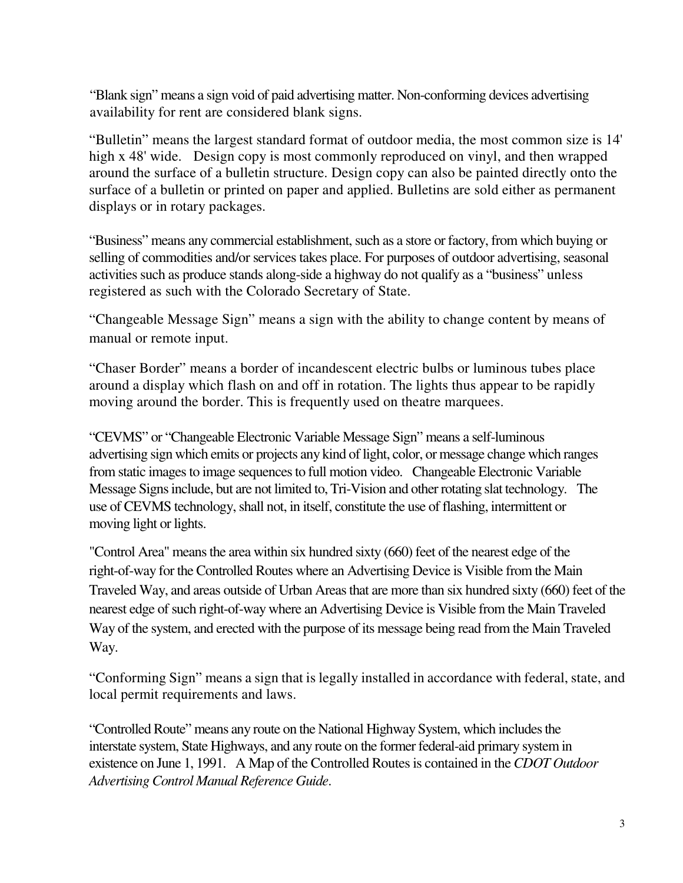"Blank sign" means a sign void of paid advertising matter. Non-conforming devices advertising availability for rent are considered blank signs.

"Bulletin" means the largest standard format of outdoor media, the most common size is 14' high x 48' wide. Design copy is most commonly reproduced on vinyl, and then wrapped around the surface of a bulletin structure. Design copy can also be painted directly onto the surface of a bulletin or printed on paper and applied. Bulletins are sold either as permanent displays or in rotary packages.

"Business" means any commercial establishment, such as a store or factory, from which buying or selling of commodities and/or services takes place. For purposes of outdoor advertising, seasonal activities such as produce stands along-side a highway do not qualify as a "business" unless registered as such with the Colorado Secretary of State.

"Changeable Message Sign" means a sign with the ability to change content by means of manual or remote input.

"Chaser Border" means a border of incandescent electric bulbs or luminous tubes place around a display which flash on and off in rotation. The lights thus appear to be rapidly moving around the border. This is frequently used on theatre marquees.

"CEVMS" or "Changeable Electronic Variable Message Sign" means a self-luminous advertising sign which emits or projects any kind of light, color, or message change which ranges from static images to image sequences to full motion video. Changeable Electronic Variable Message Signs include, but are not limited to, Tri-Vision and other rotating slat technology. The use of CEVMS technology, shall not, in itself, constitute the use of flashing, intermittent or moving light or lights.

"Control Area" means the area within six hundred sixty (660) feet of the nearest edge of the right-of-way for the Controlled Routes where an Advertising Device is Visible from the Main Traveled Way, and areas outside of Urban Areas that are more than six hundred sixty (660) feet of the nearest edge of such right-of-way where an Advertising Device is Visible from the Main Traveled Way of the system, and erected with the purpose of its message being read from the Main Traveled Way.

"Conforming Sign" means a sign that is legally installed in accordance with federal, state, and local permit requirements and laws.

"Controlled Route" means any route on the National Highway System, which includes the interstate system, State Highways, and any route on the former federal-aid primary system in existence on June 1, 1991. A Map of the Controlled Routes is contained in the *CDOT Outdoor Advertising Control Manual Reference Guide*.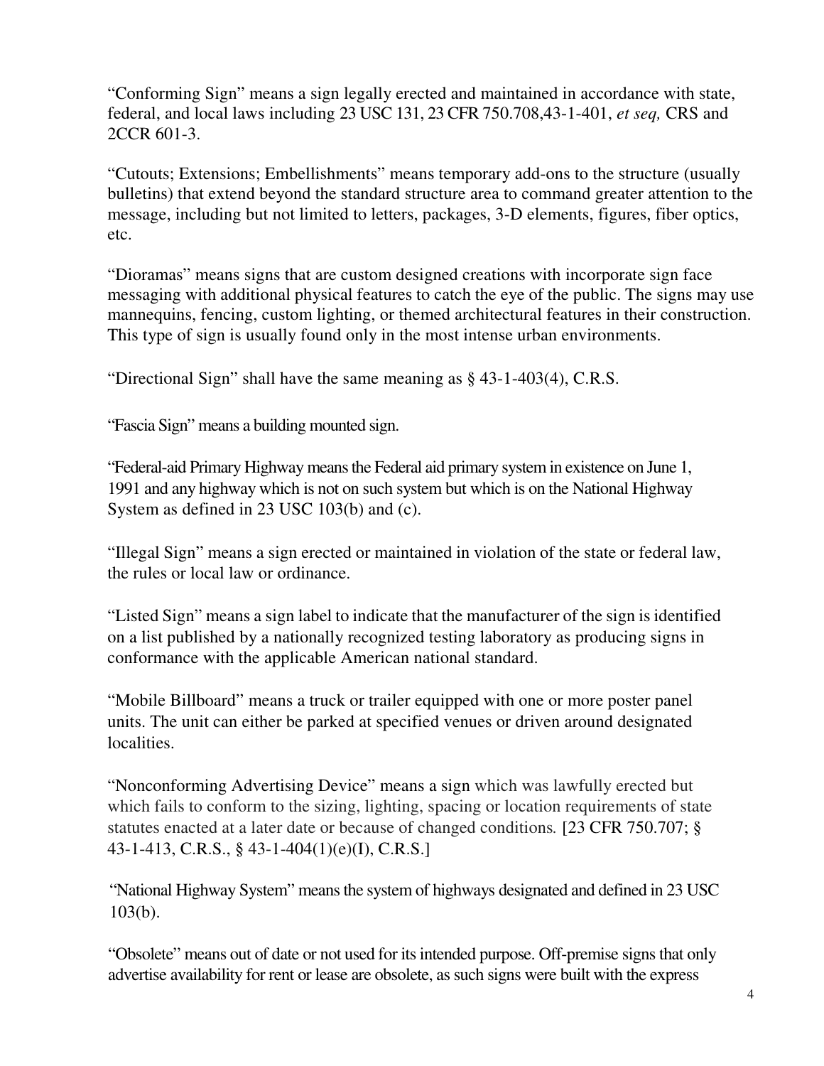"Conforming Sign" means a sign legally erected and maintained in accordance with state, federal, and local laws including 23 USC 131, 23 CFR 750.708,43-1-401, *et seq,* CRS and 2CCR 601-3.

"Cutouts; Extensions; Embellishments" means temporary add-ons to the structure (usually bulletins) that extend beyond the standard structure area to command greater attention to the message, including but not limited to letters, packages, 3-D elements, figures, fiber optics, etc.

"Dioramas" means signs that are custom designed creations with incorporate sign face messaging with additional physical features to catch the eye of the public. The signs may use mannequins, fencing, custom lighting, or themed architectural features in their construction. This type of sign is usually found only in the most intense urban environments.

"Directional Sign" shall have the same meaning as § 43-1-403(4), C.R.S.

"Fascia Sign" means a building mounted sign.

"Federal-aid Primary Highway means the Federal aid primary system in existence on June 1, 1991 and any highway which is not on such system but which is on the National Highway System as defined in 23 USC 103(b) and (c).

"Illegal Sign" means a sign erected or maintained in violation of the state or federal law, the rules or local law or ordinance.

"Listed Sign" means a sign label to indicate that the manufacturer of the sign is identified on a list published by a nationally recognized testing laboratory as producing signs in conformance with the applicable American national standard.

"Mobile Billboard" means a truck or trailer equipped with one or more poster panel units. The unit can either be parked at specified venues or driven around designated localities.

"Nonconforming Advertising Device" means a sign which was lawfully erected but which fails to conform to the sizing, lighting, spacing or location requirements of state statutes enacted at a later date or because of changed conditions. [23 CFR 750.707; § 43-1-413, C.R.S., § 43-1-404(1)(e)(I), C.R.S.]

"National Highway System" means the system of highways designated and defined in 23 USC 103(b).

"Obsolete" means out of date or not used for its intended purpose. Off-premise signs that only advertise availability for rent or lease are obsolete, as such signs were built with the express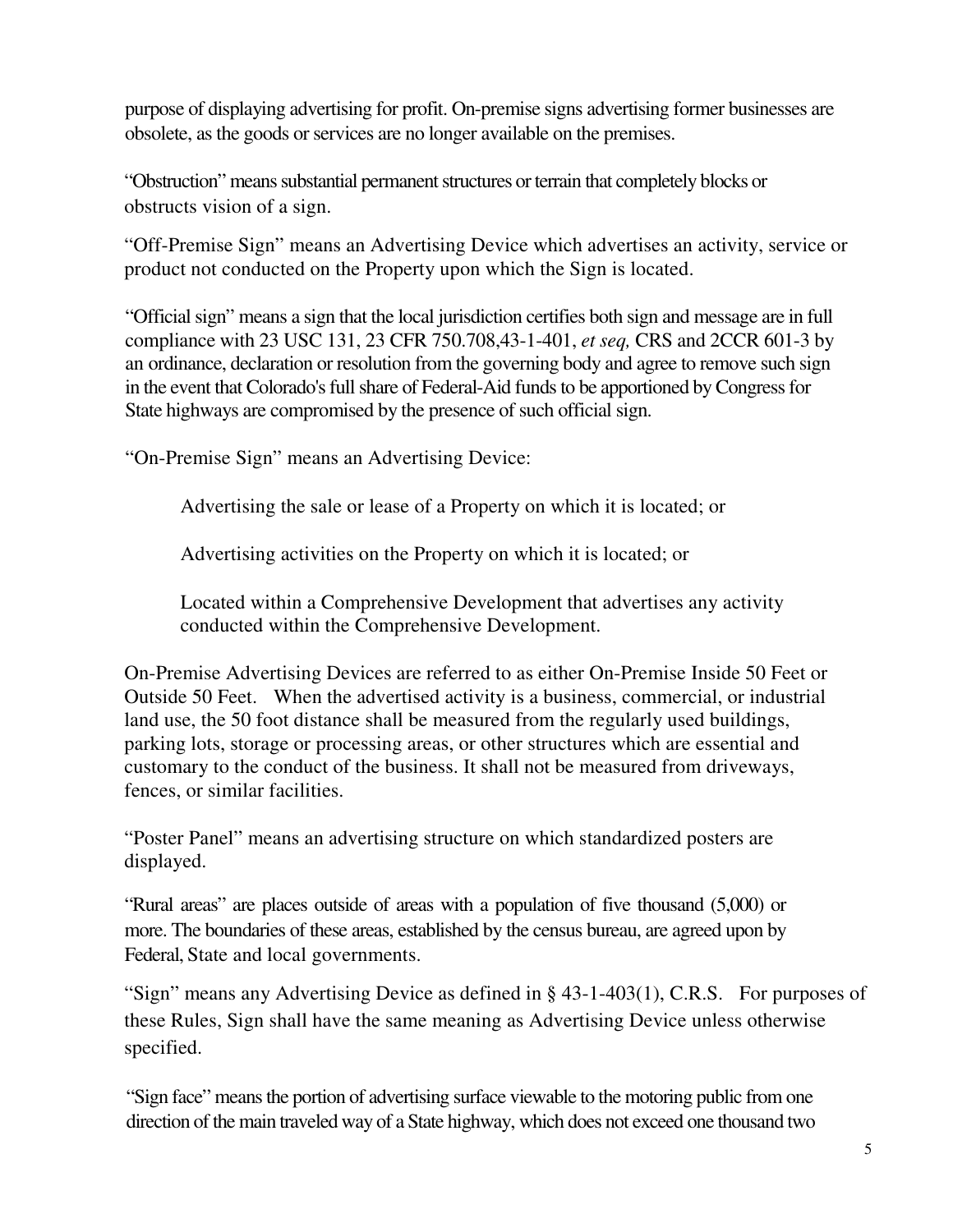purpose of displaying advertising for profit. On-premise signs advertising former businesses are obsolete, as the goods or services are no longer available on the premises.

"Obstruction" means substantial permanent structures or terrain that completely blocks or obstructs vision of a sign.

"Off-Premise Sign" means an Advertising Device which advertises an activity, service or product not conducted on the Property upon which the Sign is located.

"Official sign" means a sign that the local jurisdiction certifies both sign and message are in full compliance with 23 USC 131, 23 CFR 750.708,43-1-401, *et seq,* CRS and 2CCR 601-3 by an ordinance, declaration or resolution from the governing body and agree to remove such sign in the event that Colorado's full share of Federal-Aid funds to be apportioned by Congress for State highways are compromised by the presence of such official sign.

"On-Premise Sign" means an Advertising Device:

> Advertising the sale or lease of a Property on which it is located; or
>
> Advertising activities on the Property on which it is located; or
>
> Located within a Comprehensive Development that advertises any activity conducted within the Comprehensive Development.

On-Premise Advertising Devices are referred to as either On-Premise Inside 50 Feet or Outside 50 Feet. When the advertised activity is a business, commercial, or industrial land use, the 50 foot distance shall be measured from the regularly used buildings, parking lots, storage or processing areas, or other structures which are essential and customary to the conduct of the business. It shall not be measured from driveways, fences, or similar facilities.

"Poster Panel" means an advertising structure on which standardized posters are displayed.

"Rural areas" are places outside of areas with a population of five thousand (5,000) or more. The boundaries of these areas, established by the census bureau, are agreed upon by Federal, State and local governments.

"Sign" means any Advertising Device as defined in § 43-1-403(1), C.R.S. For purposes of these Rules, Sign shall have the same meaning as Advertising Device unless otherwise specified.

"Sign face" means the portion of advertising surface viewable to the motoring public from one direction of the main traveled way of a State highway, which does not exceed one thousand two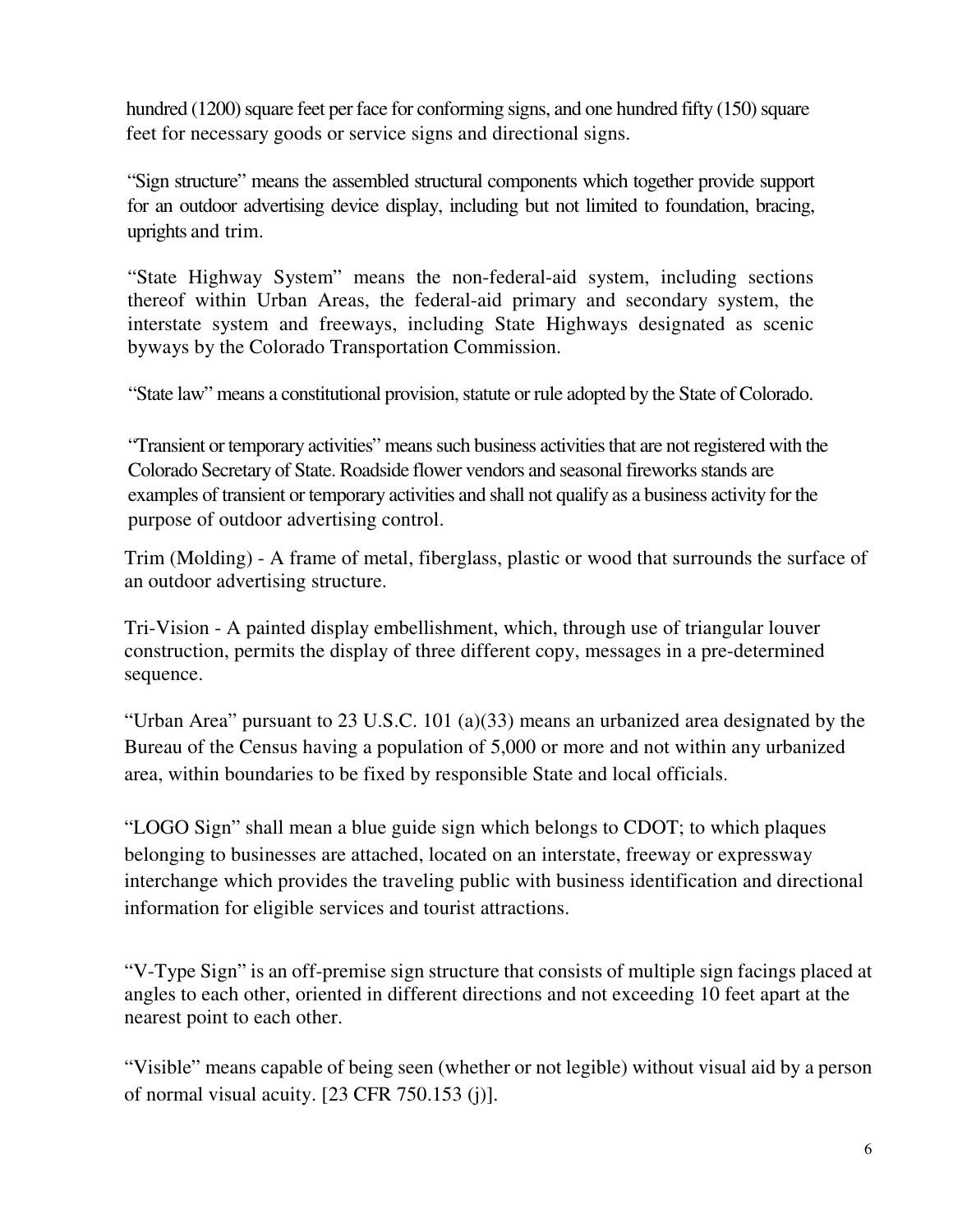hundred (1200) square feet per face for conforming signs, and one hundred fifty (150) square feet for necessary goods or service signs and directional signs.

"Sign structure" means the assembled structural components which together provide support for an outdoor advertising device display, including but not limited to foundation, bracing, uprights and trim.

"State Highway System" means the non-federal-aid system, including sections thereof within Urban Areas, the federal-aid primary and secondary system, the interstate system and freeways, including State Highways designated as scenic byways by the Colorado Transportation Commission.

"State law" means a constitutional provision, statute or rule adopted by the State of Colorado.

"Transient or temporary activities" means such business activities that are not registered with the Colorado Secretary of State. Roadside flower vendors and seasonal fireworks stands are examples of transient or temporary activities and shall not qualify as a business activity for the purpose of outdoor advertising control.

Trim (Molding) - A frame of metal, fiberglass, plastic or wood that surrounds the surface of an outdoor advertising structure.

Tri-Vision - A painted display embellishment, which, through use of triangular louver construction, permits the display of three different copy, messages in a pre-determined sequence.

"Urban Area" pursuant to 23 U.S.C. 101 (a)(33) means an urbanized area designated by the Bureau of the Census having a population of 5,000 or more and not within any urbanized area, within boundaries to be fixed by responsible State and local officials.

"LOGO Sign" shall mean a blue guide sign which belongs to CDOT; to which plaques belonging to businesses are attached, located on an interstate, freeway or expressway interchange which provides the traveling public with business identification and directional information for eligible services and tourist attractions.

"V-Type Sign" is an off-premise sign structure that consists of multiple sign facings placed at angles to each other, oriented in different directions and not exceeding 10 feet apart at the nearest point to each other.

"Visible" means capable of being seen (whether or not legible) without visual aid by a person of normal visual acuity. [23 CFR 750.153 (j)].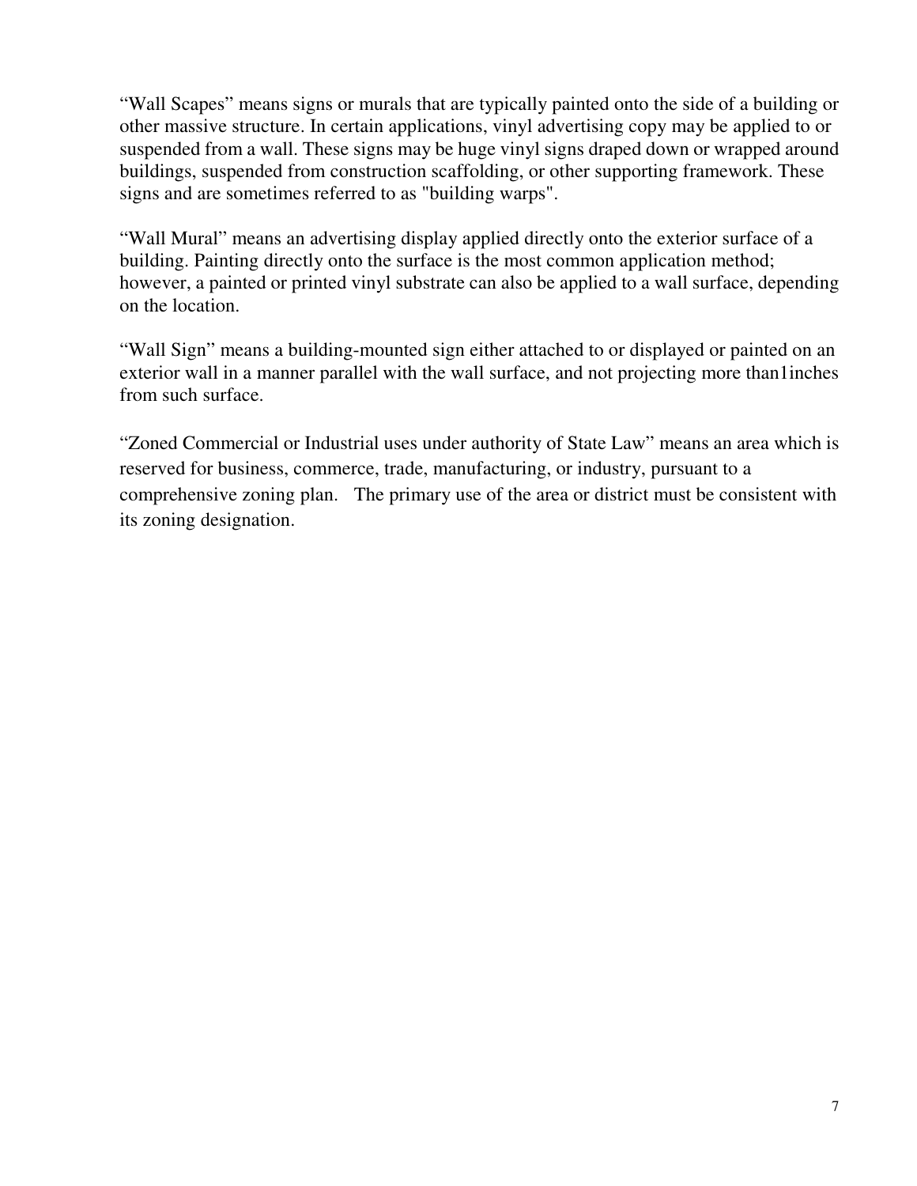"Wall Scapes" means signs or murals that are typically painted onto the side of a building or other massive structure. In certain applications, vinyl advertising copy may be applied to or suspended from a wall. These signs may be huge vinyl signs draped down or wrapped around buildings, suspended from construction scaffolding, or other supporting framework. These signs and are sometimes referred to as "building warps".

"Wall Mural" means an advertising display applied directly onto the exterior surface of a building. Painting directly onto the surface is the most common application method; however, a painted or printed vinyl substrate can also be applied to a wall surface, depending on the location.

"Wall Sign" means a building-mounted sign either attached to or displayed or painted on an exterior wall in a manner parallel with the wall surface, and not projecting more than1inches from such surface.

"Zoned Commercial or Industrial uses under authority of State Law" means an area which is reserved for business, commerce, trade, manufacturing, or industry, pursuant to a comprehensive zoning plan. The primary use of the area or district must be consistent with its zoning designation.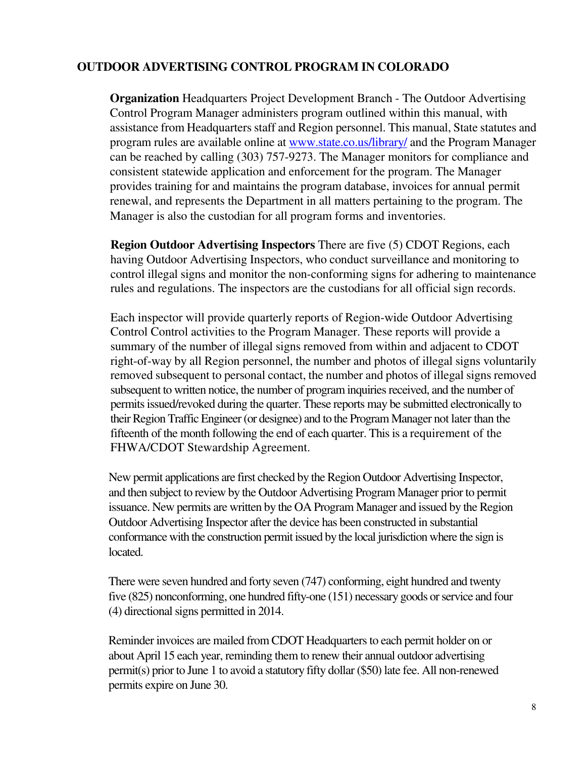## OUTDOOR ADVERTISING CONTROL PROGRAM IN COLORADO

**Organization** Headquarters Project Development Branch - The Outdoor Advertising Control Program Manager administers program outlined within this manual, with assistance from Headquarters staff and Region personnel. This manual, State statutes and program rules are available online at [www.state.co.us/library/](www.state.co.us/library/) and the Program Manager can be reached by calling (303) 757-9273. The Manager monitors for compliance and consistent statewide application and enforcement for the program. The Manager provides training for and maintains the program database, invoices for annual permit renewal, and represents the Department in all matters pertaining to the program. The Manager is also the custodian for all program forms and inventories.

**Region Outdoor Advertising Inspectors** There are five (5) CDOT Regions, each having Outdoor Advertising Inspectors, who conduct surveillance and monitoring to control illegal signs and monitor the non-conforming signs for adhering to maintenance rules and regulations. The inspectors are the custodians for all official sign records.

Each inspector will provide quarterly reports of Region-wide Outdoor Advertising Control Control activities to the Program Manager. These reports will provide a summary of the number of illegal signs removed from within and adjacent to CDOT right-of-way by all Region personnel, the number and photos of illegal signs voluntarily removed subsequent to personal contact, the number and photos of illegal signs removed subsequent to written notice, the number of program inquiries received, and the number of permits issued/revoked during the quarter. These reports may be submitted electronically to their Region Traffic Engineer (or designee) and to the Program Manager not later than the fifteenth of the month following the end of each quarter. This is a requirement of the FHWA/CDOT Stewardship Agreement.

New permit applications are first checked by the Region Outdoor Advertising Inspector, and then subject to review by the Outdoor Advertising Program Manager prior to permit issuance. New permits are written by the OA Program Manager and issued by the Region Outdoor Advertising Inspector after the device has been constructed in substantial conformance with the construction permit issued by the local jurisdiction where the sign is located.

There were seven hundred and forty seven (747) conforming, eight hundred and twenty five (825) nonconforming, one hundred fifty-one (151) necessary goods or service and four (4) directional signs permitted in 2014.

Reminder invoices are mailed from CDOT Headquarters to each permit holder on or about April 15 each year, reminding them to renew their annual outdoor advertising permit(s) prior to June 1 to avoid a statutory fifty dollar ($50) late fee. All non-renewed permits expire on June 30.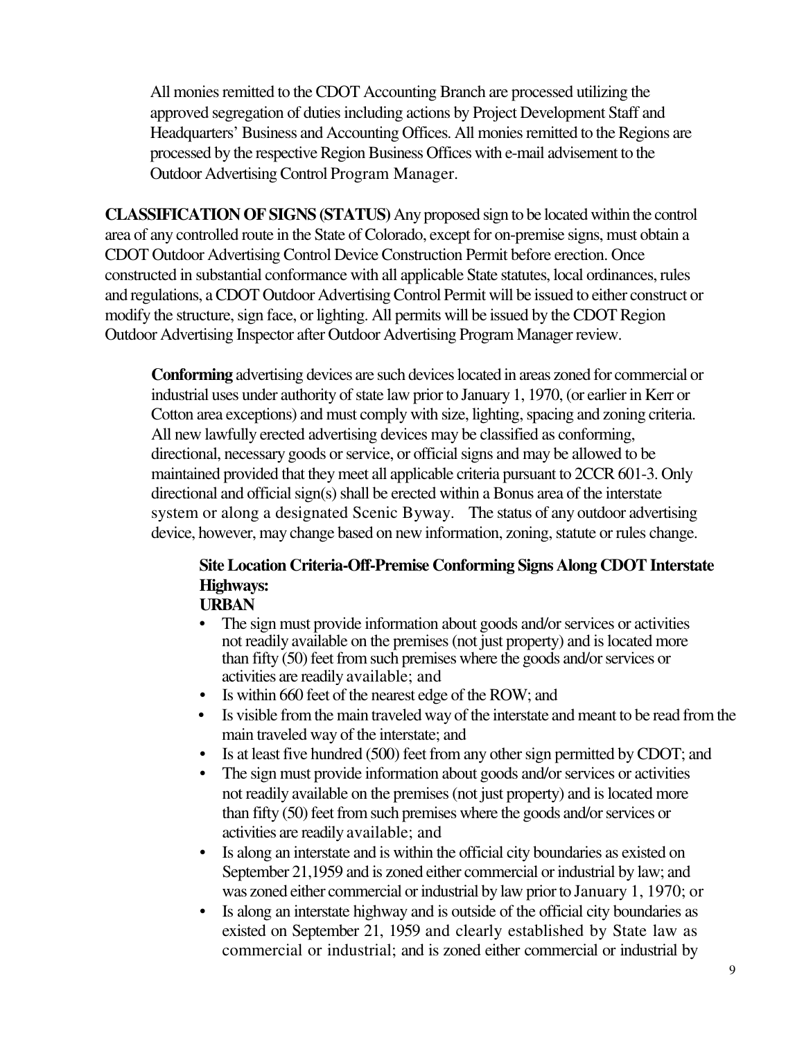All monies remitted to the CDOT Accounting Branch are processed utilizing the approved segregation of duties including actions by Project Development Staff and Headquarters' Business and Accounting Offices. All monies remitted to the Regions are processed by the respective Region Business Offices with e-mail advisement to the Outdoor Advertising Control Program Manager.

**CLASSIFICATION OF SIGNS (STATUS)** Any proposed sign to be located within the control area of any controlled route in the State of Colorado, except for on-premise signs, must obtain a CDOT Outdoor Advertising Control Device Construction Permit before erection. Once constructed in substantial conformance with all applicable State statutes, local ordinances, rules and regulations, a CDOT Outdoor Advertising Control Permit will be issued to either construct or modify the structure, sign face, or lighting. All permits will be issued by the CDOT Region Outdoor Advertising Inspector after Outdoor Advertising Program Manager review.

**Conforming** advertising devices are such devices located in areas zoned for commercial or industrial uses under authority of state law prior to January 1, 1970, (or earlier in Kerr or Cotton area exceptions) and must comply with size, lighting, spacing and zoning criteria. All new lawfully erected advertising devices may be classified as conforming, directional, necessary goods or service, or official signs and may be allowed to be maintained provided that they meet all applicable criteria pursuant to 2CCR 601-3. Only directional and official sign(s) shall be erected within a Bonus area of the interstate system or along a designated Scenic Byway. The status of any outdoor advertising device, however, may change based on new information, zoning, statute or rules change.

**Site Location Criteria-Off-Premise Conforming Signs Along CDOT Interstate Highways:**

**URBAN**

- The sign must provide information about goods and/or services or activities not readily available on the premises (not just property) and is located more than fifty (50) feet from such premises where the goods and/or services or activities are readily available; and
- Is within 660 feet of the nearest edge of the ROW; and
- Is visible from the main traveled way of the interstate and meant to be read from the main traveled way of the interstate; and
- Is at least five hundred (500) feet from any other sign permitted by CDOT; and
- The sign must provide information about goods and/or services or activities not readily available on the premises (not just property) and is located more than fifty (50) feet from such premises where the goods and/or services or activities are readily available; and
- Is along an interstate and is within the official city boundaries as existed on September 21,1959 and is zoned either commercial or industrial by law; and was zoned either commercial or industrial by law prior to January 1, 1970; or
- Is along an interstate highway and is outside of the official city boundaries as existed on September 21, 1959 and clearly established by State law as commercial or industrial; and is zoned either commercial or industrial by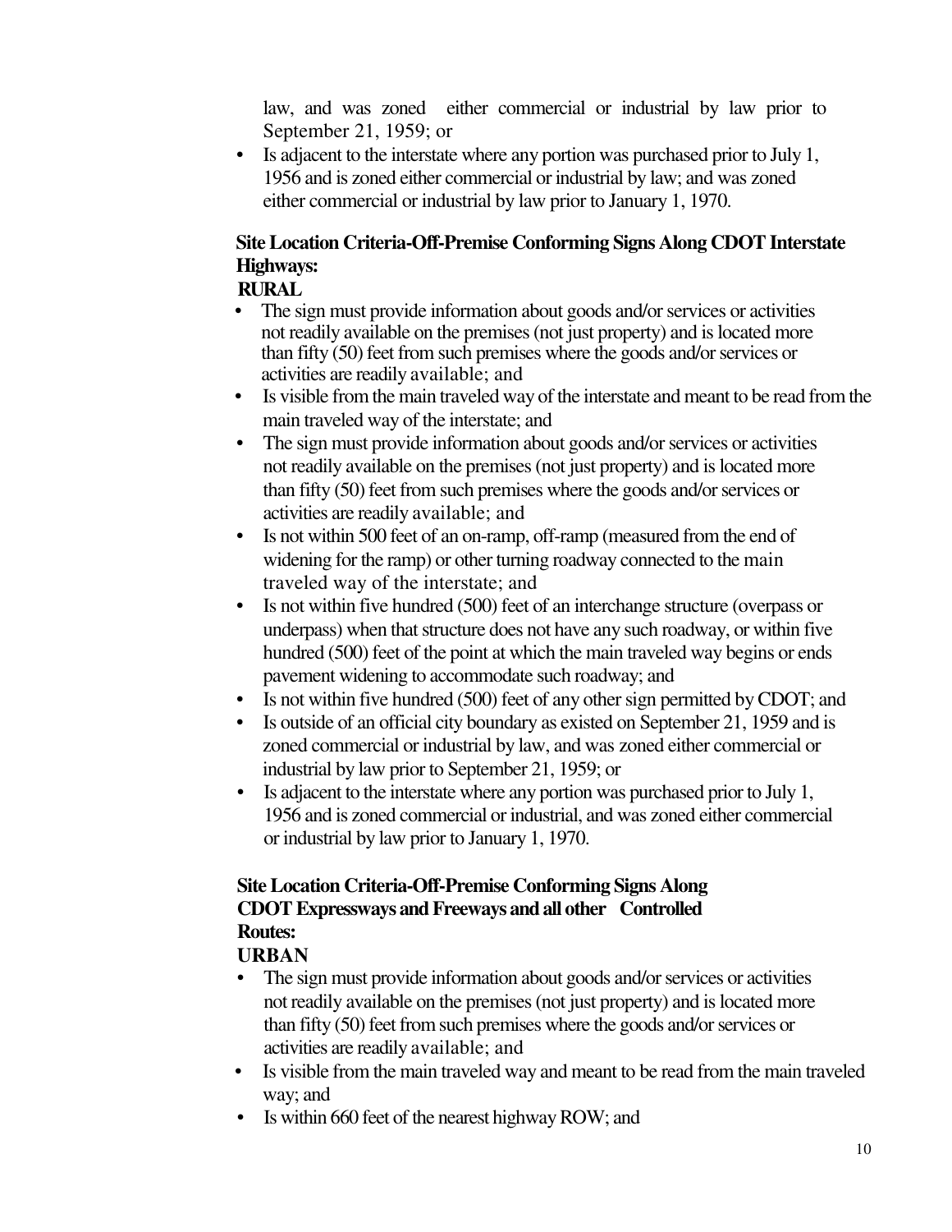law, and was zoned either commercial or industrial by law prior to September 21, 1959; or

- Is adjacent to the interstate where any portion was purchased prior to July 1, 1956 and is zoned either commercial or industrial by law; and was zoned either commercial or industrial by law prior to January 1, 1970.

**Site Location Criteria-Off-Premise Conforming Signs Along CDOT Interstate Highways:**

**RURAL**

- The sign must provide information about goods and/or services or activities not readily available on the premises (not just property) and is located more than fifty (50) feet from such premises where the goods and/or services or activities are readily available; and
- Is visible from the main traveled way of the interstate and meant to be read from the main traveled way of the interstate; and
- The sign must provide information about goods and/or services or activities not readily available on the premises (not just property) and is located more than fifty (50) feet from such premises where the goods and/or services or activities are readily available; and
- Is not within 500 feet of an on-ramp, off-ramp (measured from the end of widening for the ramp) or other turning roadway connected to the main traveled way of the interstate; and
- Is not within five hundred (500) feet of an interchange structure (overpass or underpass) when that structure does not have any such roadway, or within five hundred (500) feet of the point at which the main traveled way begins or ends pavement widening to accommodate such roadway; and
- Is not within five hundred (500) feet of any other sign permitted by CDOT; and
- Is outside of an official city boundary as existed on September 21, 1959 and is zoned commercial or industrial by law, and was zoned either commercial or industrial by law prior to September 21, 1959; or
- Is adjacent to the interstate where any portion was purchased prior to July 1, 1956 and is zoned commercial or industrial, and was zoned either commercial or industrial by law prior to January 1, 1970.

**Site Location Criteria-Off-Premise Conforming Signs Along CDOT Expressways and Freeways and all other Controlled Routes:**

**URBAN**

- The sign must provide information about goods and/or services or activities not readily available on the premises (not just property) and is located more than fifty (50) feet from such premises where the goods and/or services or activities are readily available; and
- Is visible from the main traveled way and meant to be read from the main traveled way; and
- Is within 660 feet of the nearest highway ROW; and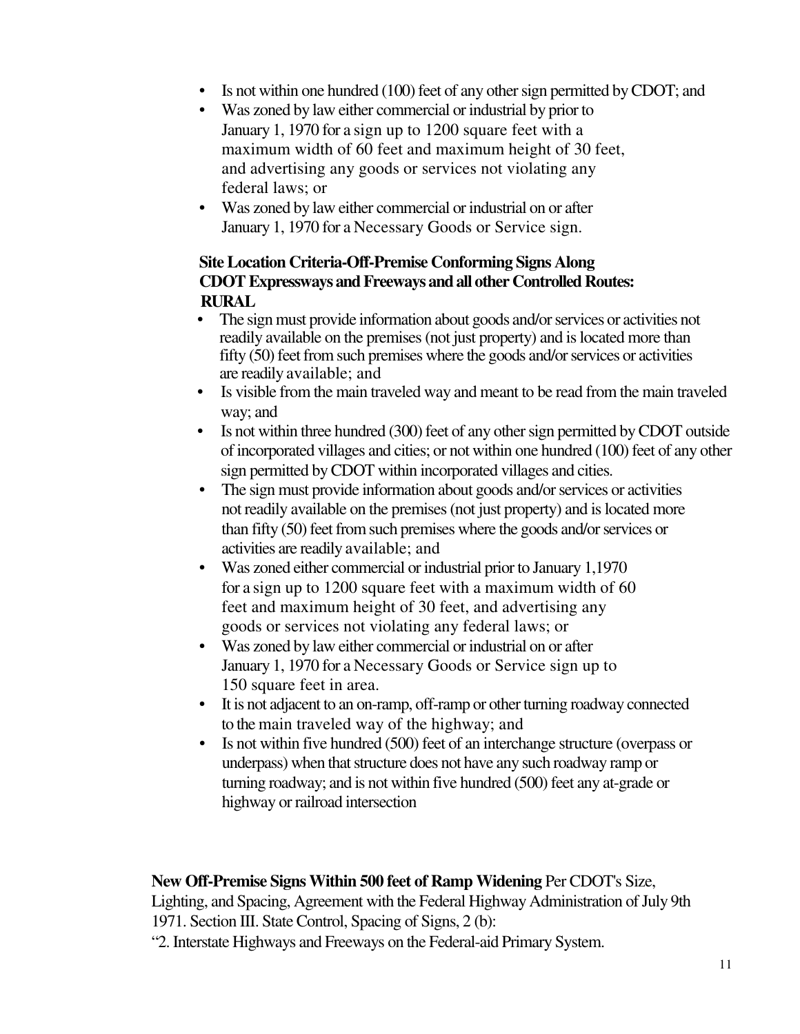- Is not within one hundred (100) feet of any other sign permitted by CDOT; and
- Was zoned by law either commercial or industrial by prior to January 1, 1970 for a sign up to 1200 square feet with a maximum width of 60 feet and maximum height of 30 feet, and advertising any goods or services not violating any federal laws; or
- Was zoned by law either commercial or industrial on or after January 1, 1970 for a Necessary Goods or Service sign.

**Site Location Criteria-Off-Premise Conforming Signs Along CDOT Expressways and Freeways and all other Controlled Routes: RURAL**

- The sign must provide information about goods and/or services or activities not readily available on the premises (not just property) and is located more than fifty (50) feet from such premises where the goods and/or services or activities are readily available; and
- Is visible from the main traveled way and meant to be read from the main traveled way; and
- Is not within three hundred (300) feet of any other sign permitted by CDOT outside of incorporated villages and cities; or not within one hundred (100) feet of any other sign permitted by CDOT within incorporated villages and cities.
- The sign must provide information about goods and/or services or activities not readily available on the premises (not just property) and is located more than fifty (50) feet from such premises where the goods and/or services or activities are readily available; and
- Was zoned either commercial or industrial prior to January 1,1970 for a sign up to 1200 square feet with a maximum width of 60 feet and maximum height of 30 feet, and advertising any goods or services not violating any federal laws; or
- Was zoned by law either commercial or industrial on or after January 1, 1970 for a Necessary Goods or Service sign up to 150 square feet in area.
- It is not adjacent to an on-ramp, off-ramp or other turning roadway connected to the main traveled way of the highway; and
- Is not within five hundred (500) feet of an interchange structure (overpass or underpass) when that structure does not have any such roadway ramp or turning roadway; and is not within five hundred (500) feet any at-grade or highway or railroad intersection

**New Off-Premise Signs Within 500 feet of Ramp Widening** Per CDOT's Size, Lighting, and Spacing, Agreement with the Federal Highway Administration of July 9th 1971. Section III. State Control, Spacing of Signs, 2 (b):

"2. Interstate Highways and Freeways on the Federal-aid Primary System.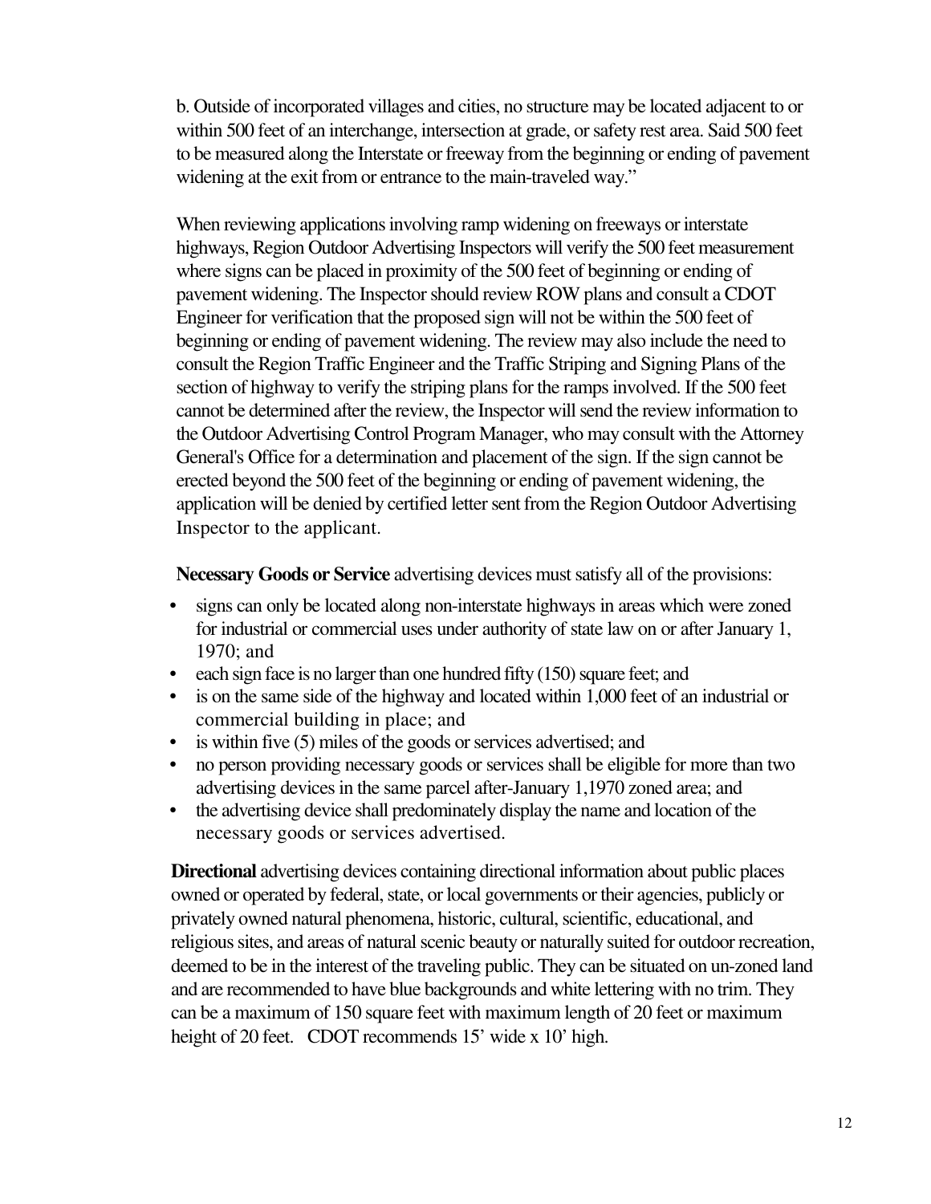b. Outside of incorporated villages and cities, no structure may be located adjacent to or within 500 feet of an interchange, intersection at grade, or safety rest area. Said 500 feet to be measured along the Interstate or freeway from the beginning or ending of pavement widening at the exit from or entrance to the main-traveled way."

When reviewing applications involving ramp widening on freeways or interstate highways, Region Outdoor Advertising Inspectors will verify the 500 feet measurement where signs can be placed in proximity of the 500 feet of beginning or ending of pavement widening. The Inspector should review ROW plans and consult a CDOT Engineer for verification that the proposed sign will not be within the 500 feet of beginning or ending of pavement widening. The review may also include the need to consult the Region Traffic Engineer and the Traffic Striping and Signing Plans of the section of highway to verify the striping plans for the ramps involved. If the 500 feet cannot be determined after the review, the Inspector will send the review information to the Outdoor Advertising Control Program Manager, who may consult with the Attorney General's Office for a determination and placement of the sign. If the sign cannot be erected beyond the 500 feet of the beginning or ending of pavement widening, the application will be denied by certified letter sent from the Region Outdoor Advertising Inspector to the applicant.

**Necessary Goods or Service** advertising devices must satisfy all of the provisions:

- signs can only be located along non-interstate highways in areas which were zoned for industrial or commercial uses under authority of state law on or after January 1, 1970; and
- each sign face is no larger than one hundred fifty (150) square feet; and
- is on the same side of the highway and located within 1,000 feet of an industrial or commercial building in place; and
- is within five (5) miles of the goods or services advertised; and
- no person providing necessary goods or services shall be eligible for more than two advertising devices in the same parcel after-January 1,1970 zoned area; and
- the advertising device shall predominately display the name and location of the necessary goods or services advertised.

**Directional** advertising devices containing directional information about public places owned or operated by federal, state, or local governments or their agencies, publicly or privately owned natural phenomena, historic, cultural, scientific, educational, and religious sites, and areas of natural scenic beauty or naturally suited for outdoor recreation, deemed to be in the interest of the traveling public. They can be situated on un-zoned land and are recommended to have blue backgrounds and white lettering with no trim. They can be a maximum of 150 square feet with maximum length of 20 feet or maximum height of 20 feet. CDOT recommends 15' wide x 10' high.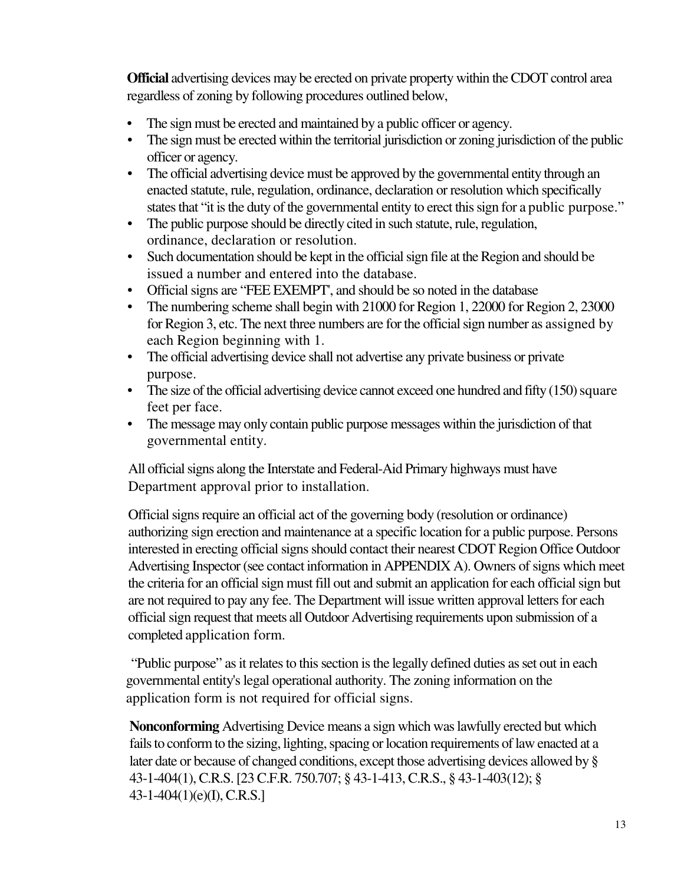**Official** advertising devices may be erected on private property within the CDOT control area regardless of zoning by following procedures outlined below,

- The sign must be erected and maintained by a public officer or agency.
- The sign must be erected within the territorial jurisdiction or zoning jurisdiction of the public officer or agency.
- The official advertising device must be approved by the governmental entity through an enacted statute, rule, regulation, ordinance, declaration or resolution which specifically states that "it is the duty of the governmental entity to erect this sign for a public purpose."
- The public purpose should be directly cited in such statute, rule, regulation, ordinance, declaration or resolution.
- Such documentation should be kept in the official sign file at the Region and should be issued a number and entered into the database.
- Official signs are "FEE EXEMPT', and should be so noted in the database
- The numbering scheme shall begin with 21000 for Region 1, 22000 for Region 2, 23000 for Region 3, etc. The next three numbers are for the official sign number as assigned by each Region beginning with 1.
- The official advertising device shall not advertise any private business or private purpose.
- The size of the official advertising device cannot exceed one hundred and fifty (150) square feet per face.
- The message may only contain public purpose messages within the jurisdiction of that governmental entity.

All official signs along the Interstate and Federal-Aid Primary highways must have Department approval prior to installation.

Official signs require an official act of the governing body (resolution or ordinance) authorizing sign erection and maintenance at a specific location for a public purpose. Persons interested in erecting official signs should contact their nearest CDOT Region Office Outdoor Advertising Inspector (see contact information in APPENDIX A). Owners of signs which meet the criteria for an official sign must fill out and submit an application for each official sign but are not required to pay any fee. The Department will issue written approval letters for each official sign request that meets all Outdoor Advertising requirements upon submission of a completed application form.

"Public purpose" as it relates to this section is the legally defined duties as set out in each governmental entity's legal operational authority. The zoning information on the application form is not required for official signs.

**Nonconforming** Advertising Device means a sign which was lawfully erected but which fails to conform to the sizing, lighting, spacing or location requirements of law enacted at a later date or because of changed conditions, except those advertising devices allowed by § 43-1-404(1), C.R.S. [23 C.F.R. 750.707; § 43-1-413, C.R.S., § 43-1-403(12); § 43-1-404(1)(e)(I), C.R.S.]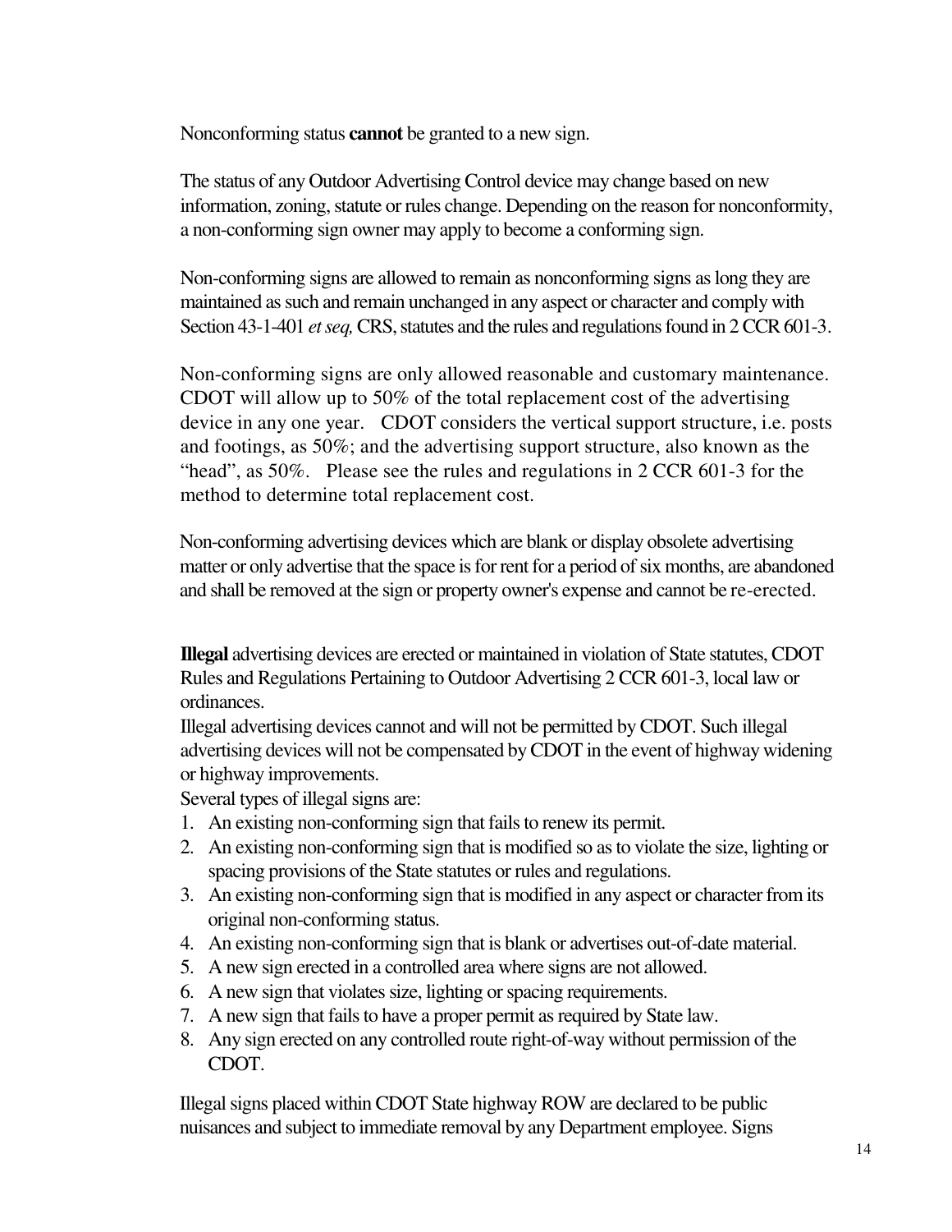Nonconforming status **cannot** be granted to a new sign.

The status of any Outdoor Advertising Control device may change based on new information, zoning, statute or rules change. Depending on the reason for nonconformity, a non-conforming sign owner may apply to become a conforming sign.

Non-conforming signs are allowed to remain as nonconforming signs as long they are maintained as such and remain unchanged in any aspect or character and comply with Section 43-1-401 *et seq,* CRS, statutes and the rules and regulations found in 2 CCR 601-3.

Non-conforming signs are only allowed reasonable and customary maintenance. CDOT will allow up to 50% of the total replacement cost of the advertising device in any one year. CDOT considers the vertical support structure, i.e. posts and footings, as 50%; and the advertising support structure, also known as the "head", as 50%. Please see the rules and regulations in 2 CCR 601-3 for the method to determine total replacement cost.

Non-conforming advertising devices which are blank or display obsolete advertising matter or only advertise that the space is for rent for a period of six months, are abandoned and shall be removed at the sign or property owner's expense and cannot be re-erected.

**Illegal** advertising devices are erected or maintained in violation of State statutes, CDOT Rules and Regulations Pertaining to Outdoor Advertising 2 CCR 601-3, local law or ordinances.

Illegal advertising devices cannot and will not be permitted by CDOT. Such illegal advertising devices will not be compensated by CDOT in the event of highway widening or highway improvements.

Several types of illegal signs are:

1. An existing non-conforming sign that fails to renew its permit.
2. An existing non-conforming sign that is modified so as to violate the size, lighting or spacing provisions of the State statutes or rules and regulations.
3. An existing non-conforming sign that is modified in any aspect or character from its original non-conforming status.
4. An existing non-conforming sign that is blank or advertises out-of-date material.
5. A new sign erected in a controlled area where signs are not allowed.
6. A new sign that violates size, lighting or spacing requirements.
7. A new sign that fails to have a proper permit as required by State law.
8. Any sign erected on any controlled route right-of-way without permission of the CDOT.

Illegal signs placed within CDOT State highway ROW are declared to be public nuisances and subject to immediate removal by any Department employee. Signs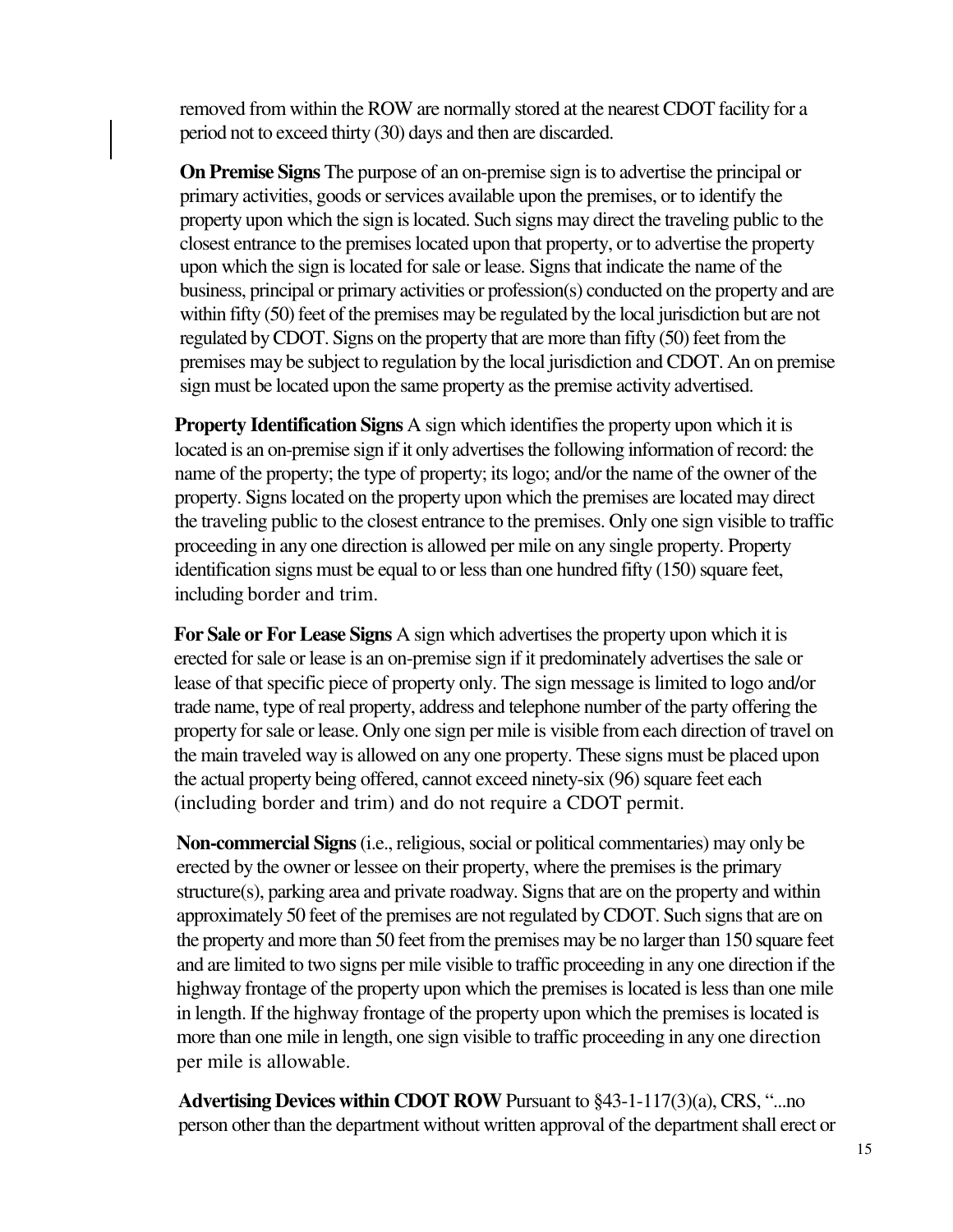removed from within the ROW are normally stored at the nearest CDOT facility for a period not to exceed thirty (30) days and then are discarded.

**On Premise Signs** The purpose of an on-premise sign is to advertise the principal or primary activities, goods or services available upon the premises, or to identify the property upon which the sign is located. Such signs may direct the traveling public to the closest entrance to the premises located upon that property, or to advertise the property upon which the sign is located for sale or lease. Signs that indicate the name of the business, principal or primary activities or profession(s) conducted on the property and are within fifty (50) feet of the premises may be regulated by the local jurisdiction but are not regulated by CDOT. Signs on the property that are more than fifty (50) feet from the premises may be subject to regulation by the local jurisdiction and CDOT. An on premise sign must be located upon the same property as the premise activity advertised.

**Property Identification Signs** A sign which identifies the property upon which it is located is an on-premise sign if it only advertises the following information of record: the name of the property; the type of property; its logo; and/or the name of the owner of the property. Signs located on the property upon which the premises are located may direct the traveling public to the closest entrance to the premises. Only one sign visible to traffic proceeding in any one direction is allowed per mile on any single property. Property identification signs must be equal to or less than one hundred fifty (150) square feet, including border and trim.

**For Sale or For Lease Signs** A sign which advertises the property upon which it is erected for sale or lease is an on-premise sign if it predominately advertises the sale or lease of that specific piece of property only. The sign message is limited to logo and/or trade name, type of real property, address and telephone number of the party offering the property for sale or lease. Only one sign per mile is visible from each direction of travel on the main traveled way is allowed on any one property. These signs must be placed upon the actual property being offered, cannot exceed ninety-six (96) square feet each (including border and trim) and do not require a CDOT permit.

**Non-commercial Signs** (i.e., religious, social or political commentaries) may only be erected by the owner or lessee on their property, where the premises is the primary structure(s), parking area and private roadway. Signs that are on the property and within approximately 50 feet of the premises are not regulated by CDOT. Such signs that are on the property and more than 50 feet from the premises may be no larger than 150 square feet and are limited to two signs per mile visible to traffic proceeding in any one direction if the highway frontage of the property upon which the premises is located is less than one mile in length. If the highway frontage of the property upon which the premises is located is more than one mile in length, one sign visible to traffic proceeding in any one direction per mile is allowable.

**Advertising Devices within CDOT ROW** Pursuant to §43-1-117(3)(a), CRS, "...no person other than the department without written approval of the department shall erect or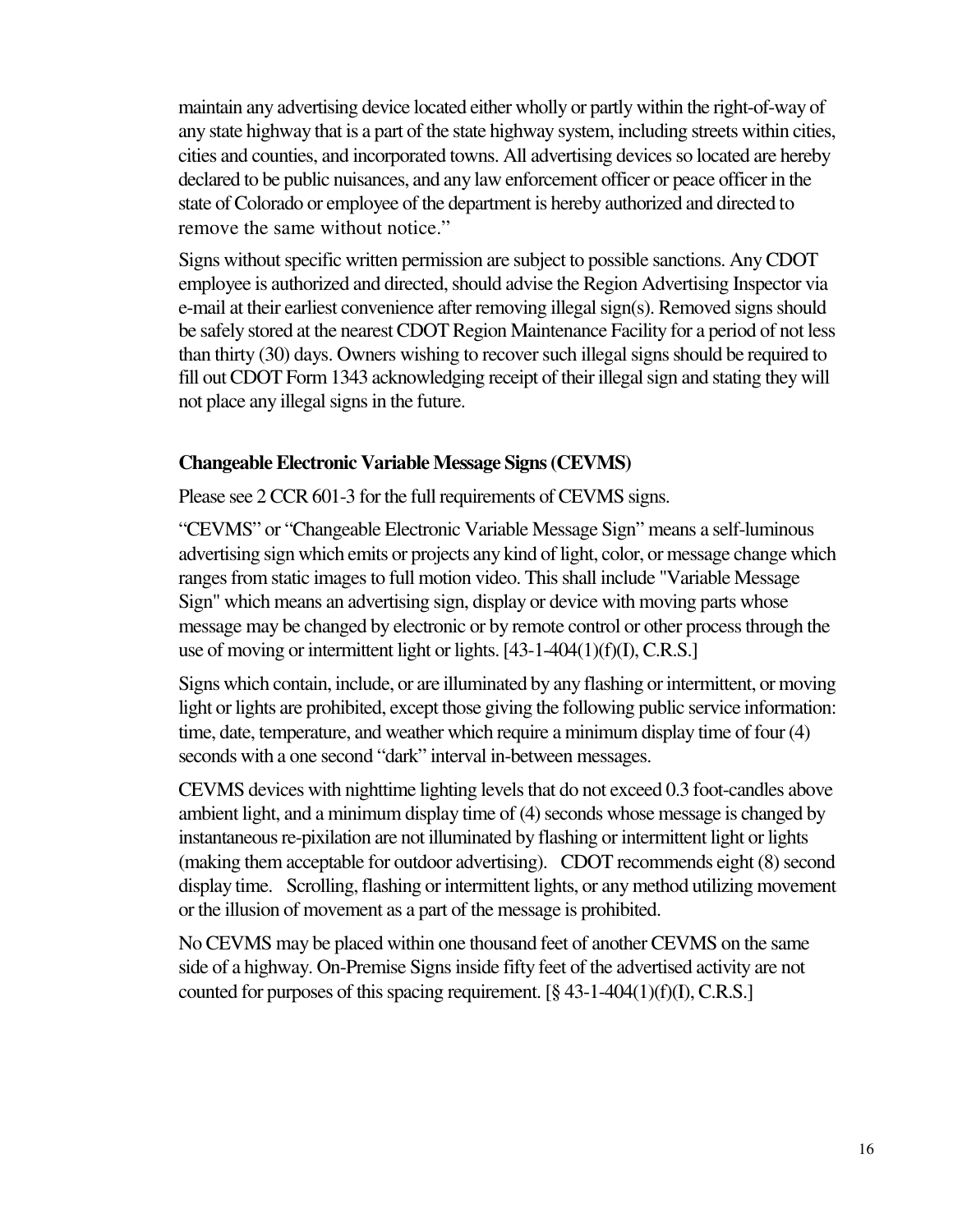maintain any advertising device located either wholly or partly within the right-of-way of any state highway that is a part of the state highway system, including streets within cities, cities and counties, and incorporated towns. All advertising devices so located are hereby declared to be public nuisances, and any law enforcement officer or peace officer in the state of Colorado or employee of the department is hereby authorized and directed to remove the same without notice."

Signs without specific written permission are subject to possible sanctions. Any CDOT employee is authorized and directed, should advise the Region Advertising Inspector via e-mail at their earliest convenience after removing illegal sign(s). Removed signs should be safely stored at the nearest CDOT Region Maintenance Facility for a period of not less than thirty (30) days. Owners wishing to recover such illegal signs should be required to fill out CDOT Form 1343 acknowledging receipt of their illegal sign and stating they will not place any illegal signs in the future.

**Changeable Electronic Variable Message Signs (CEVMS)**

Please see 2 CCR 601-3 for the full requirements of CEVMS signs.

"CEVMS" or "Changeable Electronic Variable Message Sign" means a self-luminous advertising sign which emits or projects any kind of light, color, or message change which ranges from static images to full motion video. This shall include "Variable Message Sign" which means an advertising sign, display or device with moving parts whose message may be changed by electronic or by remote control or other process through the use of moving or intermittent light or lights. [43-1-404(1)(f)(I), C.R.S.]

Signs which contain, include, or are illuminated by any flashing or intermittent, or moving light or lights are prohibited, except those giving the following public service information: time, date, temperature, and weather which require a minimum display time of four (4) seconds with a one second "dark" interval in-between messages.

CEVMS devices with nighttime lighting levels that do not exceed 0.3 foot-candles above ambient light, and a minimum display time of (4) seconds whose message is changed by instantaneous re-pixilation are not illuminated by flashing or intermittent light or lights (making them acceptable for outdoor advertising). CDOT recommends eight (8) second display time. Scrolling, flashing or intermittent lights, or any method utilizing movement or the illusion of movement as a part of the message is prohibited.

No CEVMS may be placed within one thousand feet of another CEVMS on the same side of a highway. On-Premise Signs inside fifty feet of the advertised activity are not counted for purposes of this spacing requirement. [§ 43-1-404(1)(f)(I), C.R.S.]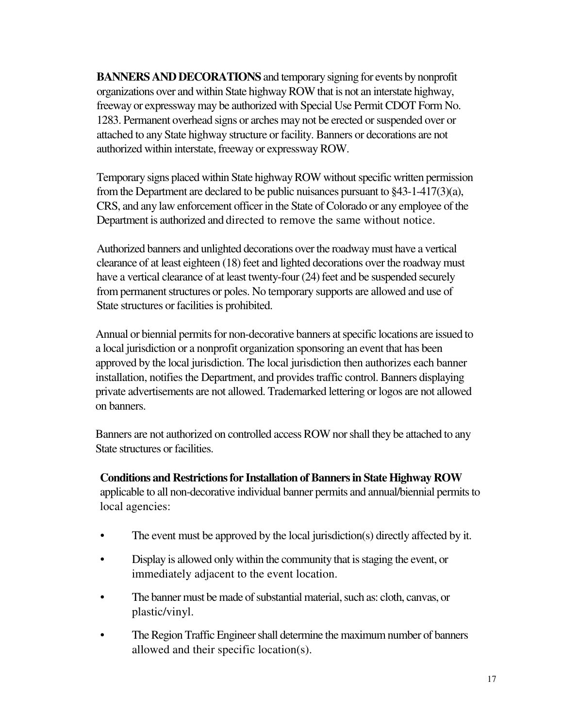**BANNERS AND DECORATIONS** and temporary signing for events by nonprofit organizations over and within State highway ROW that is not an interstate highway, freeway or expressway may be authorized with Special Use Permit CDOT Form No. 1283. Permanent overhead signs or arches may not be erected or suspended over or attached to any State highway structure or facility. Banners or decorations are not authorized within interstate, freeway or expressway ROW.

Temporary signs placed within State highway ROW without specific written permission from the Department are declared to be public nuisances pursuant to §43-1-417(3)(a), CRS, and any law enforcement officer in the State of Colorado or any employee of the Department is authorized and directed to remove the same without notice.

Authorized banners and unlighted decorations over the roadway must have a vertical clearance of at least eighteen (18) feet and lighted decorations over the roadway must have a vertical clearance of at least twenty-four (24) feet and be suspended securely from permanent structures or poles. No temporary supports are allowed and use of State structures or facilities is prohibited.

Annual or biennial permits for non-decorative banners at specific locations are issued to a local jurisdiction or a nonprofit organization sponsoring an event that has been approved by the local jurisdiction. The local jurisdiction then authorizes each banner installation, notifies the Department, and provides traffic control. Banners displaying private advertisements are not allowed. Trademarked lettering or logos are not allowed on banners.

Banners are not authorized on controlled access ROW nor shall they be attached to any State structures or facilities.

**Conditions and Restrictions for Installation of Banners in State Highway ROW** applicable to all non-decorative individual banner permits and annual/biennial permits to local agencies:

- The event must be approved by the local jurisdiction(s) directly affected by it.
- Display is allowed only within the community that is staging the event, or immediately adjacent to the event location.
- The banner must be made of substantial material, such as: cloth, canvas, or plastic/vinyl.
- The Region Traffic Engineer shall determine the maximum number of banners allowed and their specific location(s).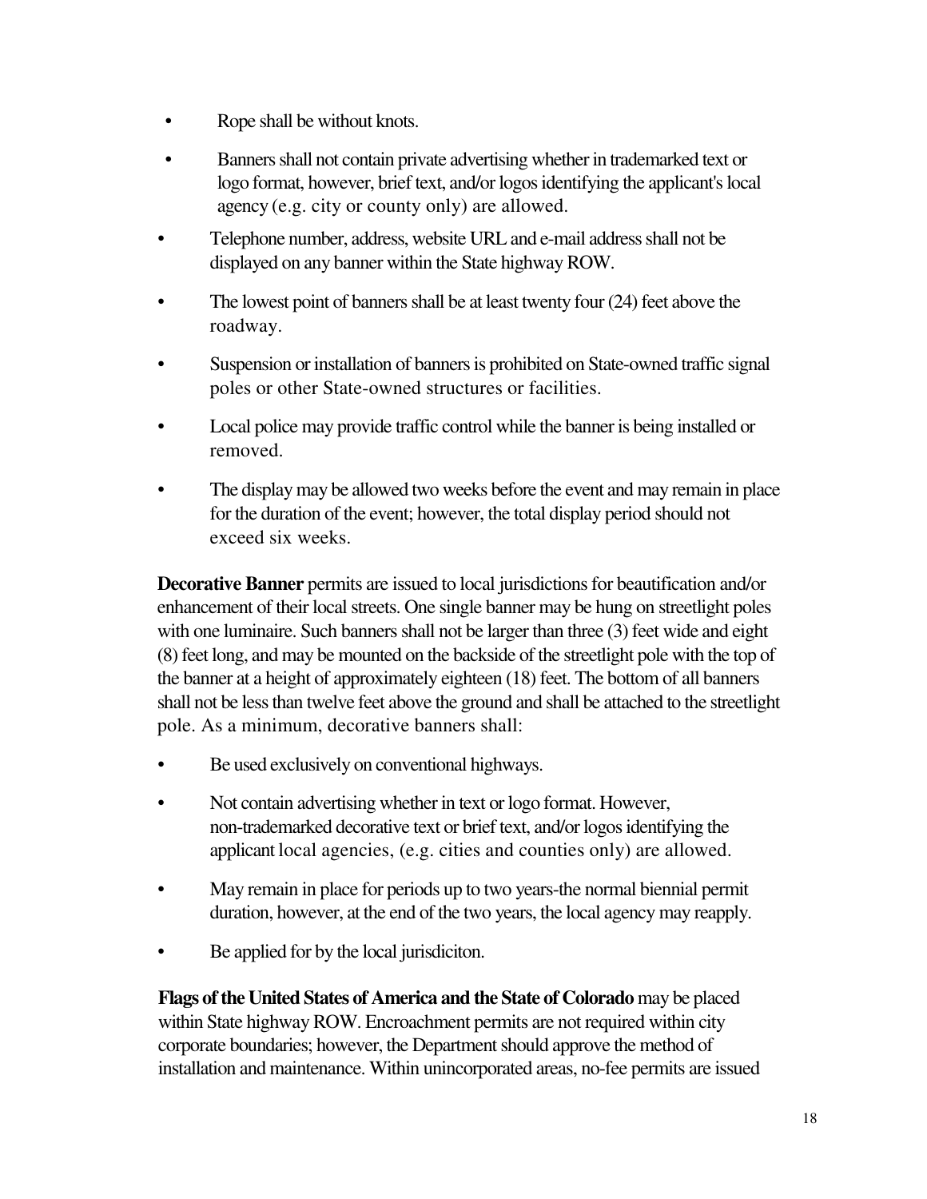- Rope shall be without knots.
- Banners shall not contain private advertising whether in trademarked text or logo format, however, brief text, and/or logos identifying the applicant's local agency (e.g. city or county only) are allowed.
- Telephone number, address, website URL and e-mail address shall not be displayed on any banner within the State highway ROW.
- The lowest point of banners shall be at least twenty four (24) feet above the roadway.
- Suspension or installation of banners is prohibited on State-owned traffic signal poles or other State-owned structures or facilities.
- Local police may provide traffic control while the banner is being installed or removed.
- The display may be allowed two weeks before the event and may remain in place for the duration of the event; however, the total display period should not exceed six weeks.

**Decorative Banner** permits are issued to local jurisdictions for beautification and/or enhancement of their local streets. One single banner may be hung on streetlight poles with one luminaire. Such banners shall not be larger than three (3) feet wide and eight (8) feet long, and may be mounted on the backside of the streetlight pole with the top of the banner at a height of approximately eighteen (18) feet. The bottom of all banners shall not be less than twelve feet above the ground and shall be attached to the streetlight pole. As a minimum, decorative banners shall:

- Be used exclusively on conventional highways.
- Not contain advertising whether in text or logo format. However, non-trademarked decorative text or brief text, and/or logos identifying the applicant local agencies, (e.g. cities and counties only) are allowed.
- May remain in place for periods up to two years-the normal biennial permit duration, however, at the end of the two years, the local agency may reapply.
- Be applied for by the local jurisdiciton.

**Flags of the United States of America and the State of Colorado** may be placed within State highway ROW. Encroachment permits are not required within city corporate boundaries; however, the Department should approve the method of installation and maintenance. Within unincorporated areas, no-fee permits are issued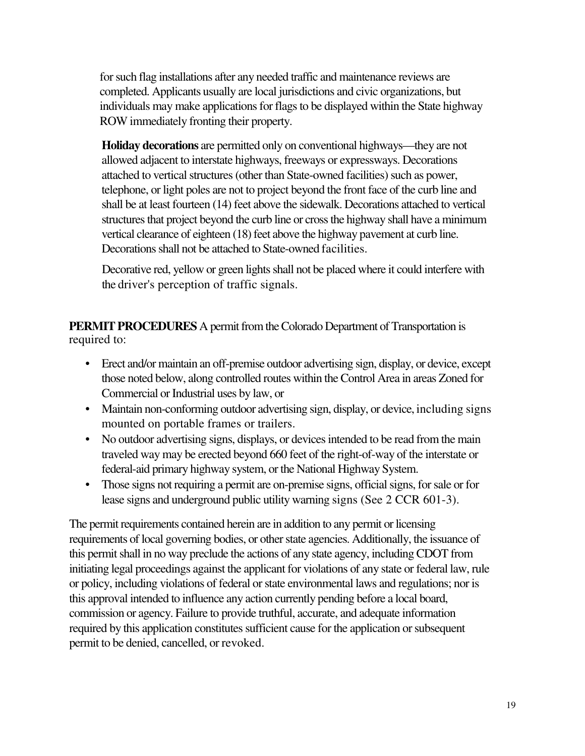for such flag installations after any needed traffic and maintenance reviews are completed. Applicants usually are local jurisdictions and civic organizations, but individuals may make applications for flags to be displayed within the State highway ROW immediately fronting their property.

**Holiday decorations** are permitted only on conventional highways—they are not allowed adjacent to interstate highways, freeways or expressways. Decorations attached to vertical structures (other than State-owned facilities) such as power, telephone, or light poles are not to project beyond the front face of the curb line and shall be at least fourteen (14) feet above the sidewalk. Decorations attached to vertical structures that project beyond the curb line or cross the highway shall have a minimum vertical clearance of eighteen (18) feet above the highway pavement at curb line. Decorations shall not be attached to State-owned facilities.

Decorative red, yellow or green lights shall not be placed where it could interfere with the driver's perception of traffic signals.

**PERMIT PROCEDURES** A permit from the Colorado Department of Transportation is required to:

- Erect and/or maintain an off-premise outdoor advertising sign, display, or device, except those noted below, along controlled routes within the Control Area in areas Zoned for Commercial or Industrial uses by law, or
- Maintain non-conforming outdoor advertising sign, display, or device, including signs mounted on portable frames or trailers.
- No outdoor advertising signs, displays, or devices intended to be read from the main traveled way may be erected beyond 660 feet of the right-of-way of the interstate or federal-aid primary highway system, or the National Highway System.
- Those signs not requiring a permit are on-premise signs, official signs, for sale or for lease signs and underground public utility warning signs (See 2 CCR 601-3).

The permit requirements contained herein are in addition to any permit or licensing requirements of local governing bodies, or other state agencies. Additionally, the issuance of this permit shall in no way preclude the actions of any state agency, including CDOT from initiating legal proceedings against the applicant for violations of any state or federal law, rule or policy, including violations of federal or state environmental laws and regulations; nor is this approval intended to influence any action currently pending before a local board, commission or agency. Failure to provide truthful, accurate, and adequate information required by this application constitutes sufficient cause for the application or subsequent permit to be denied, cancelled, or revoked.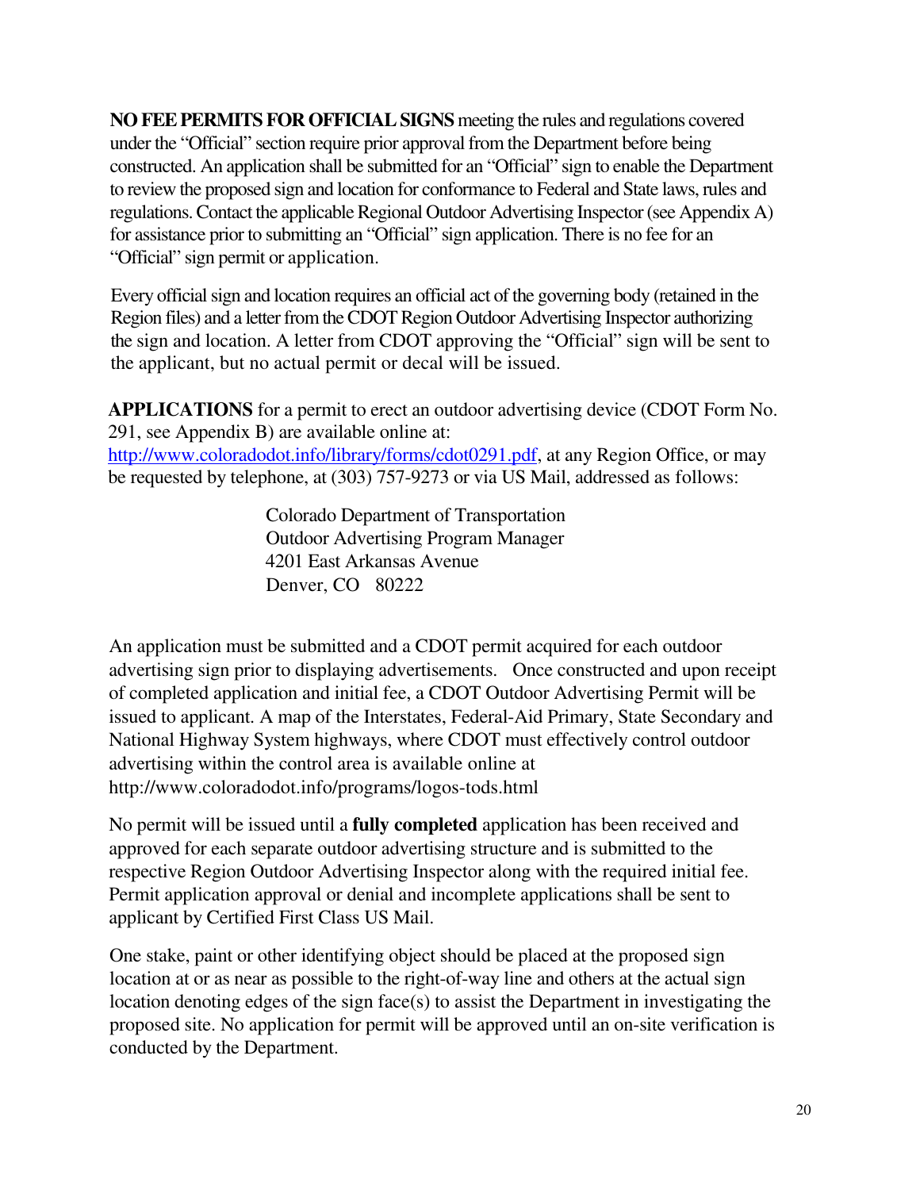**NO FEE PERMITS FOR OFFICIAL SIGNS** meeting the rules and regulations covered under the "Official" section require prior approval from the Department before being constructed. An application shall be submitted for an "Official" sign to enable the Department to review the proposed sign and location for conformance to Federal and State laws, rules and regulations. Contact the applicable Regional Outdoor Advertising Inspector (see Appendix A) for assistance prior to submitting an "Official" sign application. There is no fee for an "Official" sign permit or application.

Every official sign and location requires an official act of the governing body (retained in the Region files) and a letter from the CDOT Region Outdoor Advertising Inspector authorizing the sign and location. A letter from CDOT approving the "Official" sign will be sent to the applicant, but no actual permit or decal will be issued.

**APPLICATIONS** for a permit to erect an outdoor advertising device (CDOT Form No. 291, see Appendix B) are available online at: http://www.coloradodot.info/library/forms/cdot0291.pdf, at any Region Office, or may be requested by telephone, at (303) 757-9273 or via US Mail, addressed as follows:

Colorado Department of Transportation  
Outdoor Advertising Program Manager  
4201 East Arkansas Avenue  
Denver, CO 80222

An application must be submitted and a CDOT permit acquired for each outdoor advertising sign prior to displaying advertisements. Once constructed and upon receipt of completed application and initial fee, a CDOT Outdoor Advertising Permit will be issued to applicant. A map of the Interstates, Federal-Aid Primary, State Secondary and National Highway System highways, where CDOT must effectively control outdoor advertising within the control area is available online at http://www.coloradodot.info/programs/logos-tods.html

No permit will be issued until a **fully completed** application has been received and approved for each separate outdoor advertising structure and is submitted to the respective Region Outdoor Advertising Inspector along with the required initial fee. Permit application approval or denial and incomplete applications shall be sent to applicant by Certified First Class US Mail.

One stake, paint or other identifying object should be placed at the proposed sign location at or as near as possible to the right-of-way line and others at the actual sign location denoting edges of the sign face(s) to assist the Department in investigating the proposed site. No application for permit will be approved until an on-site verification is conducted by the Department.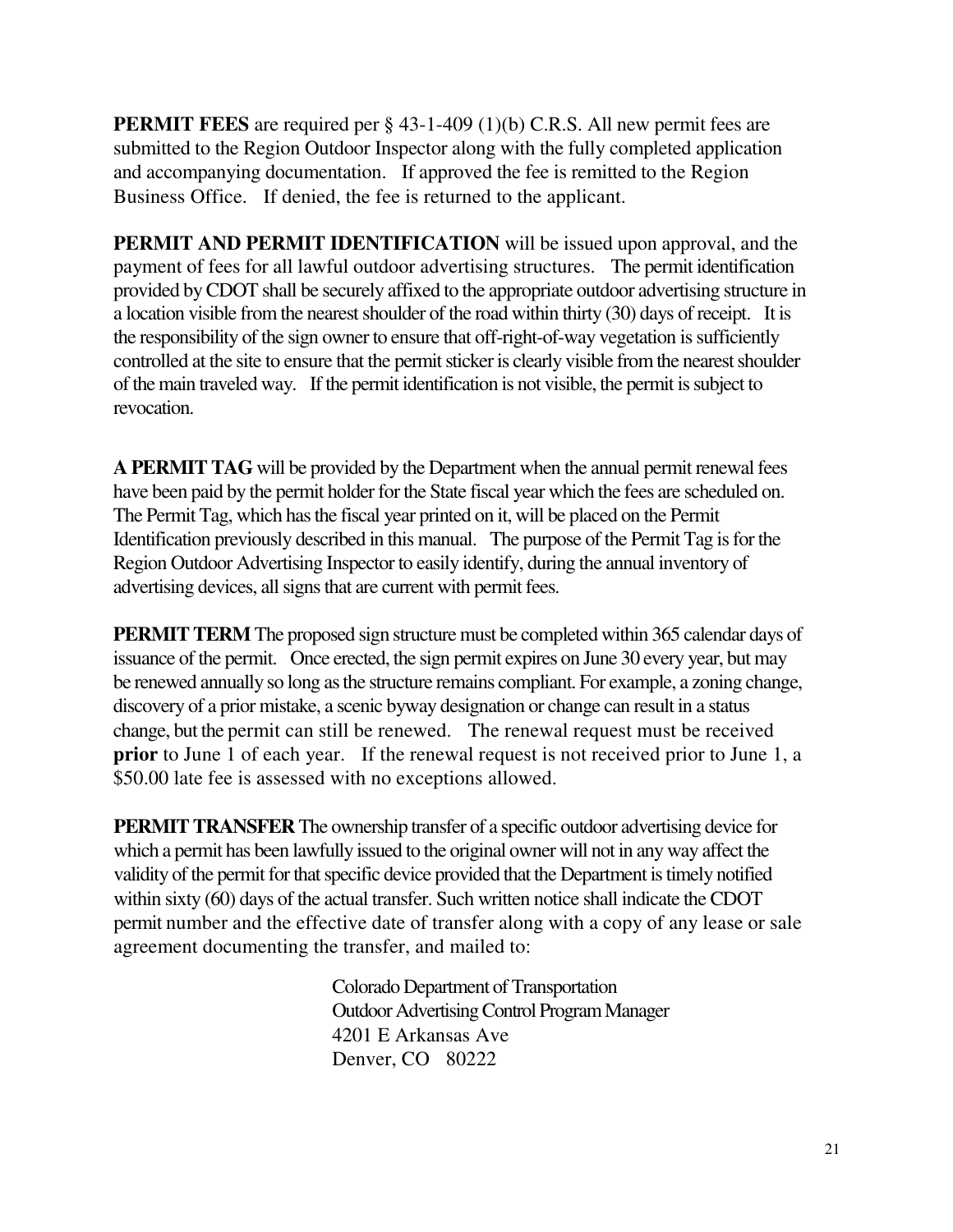**PERMIT FEES** are required per § 43-1-409 (1)(b) C.R.S. All new permit fees are submitted to the Region Outdoor Inspector along with the fully completed application and accompanying documentation. If approved the fee is remitted to the Region Business Office. If denied, the fee is returned to the applicant.

**PERMIT AND PERMIT IDENTIFICATION** will be issued upon approval, and the payment of fees for all lawful outdoor advertising structures. The permit identification provided by CDOT shall be securely affixed to the appropriate outdoor advertising structure in a location visible from the nearest shoulder of the road within thirty (30) days of receipt. It is the responsibility of the sign owner to ensure that off-right-of-way vegetation is sufficiently controlled at the site to ensure that the permit sticker is clearly visible from the nearest shoulder of the main traveled way. If the permit identification is not visible, the permit is subject to revocation.

**A PERMIT TAG** will be provided by the Department when the annual permit renewal fees have been paid by the permit holder for the State fiscal year which the fees are scheduled on. The Permit Tag, which has the fiscal year printed on it, will be placed on the Permit Identification previously described in this manual. The purpose of the Permit Tag is for the Region Outdoor Advertising Inspector to easily identify, during the annual inventory of advertising devices, all signs that are current with permit fees.

**PERMIT TERM** The proposed sign structure must be completed within 365 calendar days of issuance of the permit. Once erected, the sign permit expires on June 30 every year, but may be renewed annually so long as the structure remains compliant. For example, a zoning change, discovery of a prior mistake, a scenic byway designation or change can result in a status change, but the permit can still be renewed. The renewal request must be received **prior** to June 1 of each year. If the renewal request is not received prior to June 1, a $50.00 late fee is assessed with no exceptions allowed.

**PERMIT TRANSFER** The ownership transfer of a specific outdoor advertising device for which a permit has been lawfully issued to the original owner will not in any way affect the validity of the permit for that specific device provided that the Department is timely notified within sixty (60) days of the actual transfer. Such written notice shall indicate the CDOT permit number and the effective date of transfer along with a copy of any lease or sale agreement documenting the transfer, and mailed to:

Colorado Department of Transportation
Outdoor Advertising Control Program Manager
4201 E Arkansas Ave
Denver, CO 80222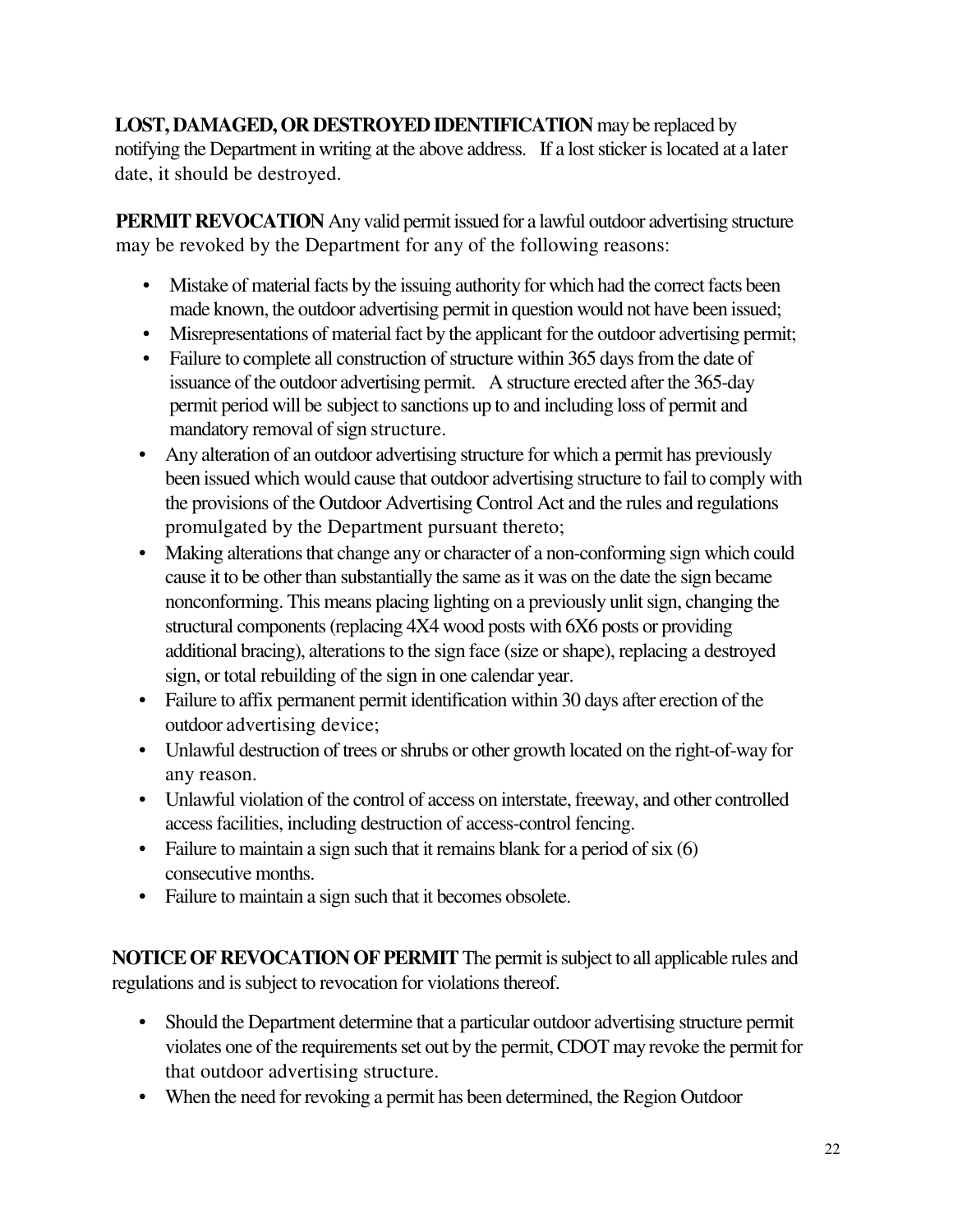**LOST, DAMAGED, OR DESTROYED IDENTIFICATION** may be replaced by notifying the Department in writing at the above address. If a lost sticker is located at a later date, it should be destroyed.

**PERMIT REVOCATION** Any valid permit issued for a lawful outdoor advertising structure may be revoked by the Department for any of the following reasons:

- Mistake of material facts by the issuing authority for which had the correct facts been made known, the outdoor advertising permit in question would not have been issued;
- Misrepresentations of material fact by the applicant for the outdoor advertising permit;
- Failure to complete all construction of structure within 365 days from the date of issuance of the outdoor advertising permit. A structure erected after the 365-day permit period will be subject to sanctions up to and including loss of permit and mandatory removal of sign structure.
- Any alteration of an outdoor advertising structure for which a permit has previously been issued which would cause that outdoor advertising structure to fail to comply with the provisions of the Outdoor Advertising Control Act and the rules and regulations promulgated by the Department pursuant thereto;
- Making alterations that change any or character of a non-conforming sign which could cause it to be other than substantially the same as it was on the date the sign became nonconforming. This means placing lighting on a previously unlit sign, changing the structural components (replacing 4X4 wood posts with 6X6 posts or providing additional bracing), alterations to the sign face (size or shape), replacing a destroyed sign, or total rebuilding of the sign in one calendar year.
- Failure to affix permanent permit identification within 30 days after erection of the outdoor advertising device;
- Unlawful destruction of trees or shrubs or other growth located on the right-of-way for any reason.
- Unlawful violation of the control of access on interstate, freeway, and other controlled access facilities, including destruction of access-control fencing.
- Failure to maintain a sign such that it remains blank for a period of six (6) consecutive months.
- Failure to maintain a sign such that it becomes obsolete.

**NOTICE OF REVOCATION OF PERMIT** The permit is subject to all applicable rules and regulations and is subject to revocation for violations thereof.

- Should the Department determine that a particular outdoor advertising structure permit violates one of the requirements set out by the permit, CDOT may revoke the permit for that outdoor advertising structure.
- When the need for revoking a permit has been determined, the Region Outdoor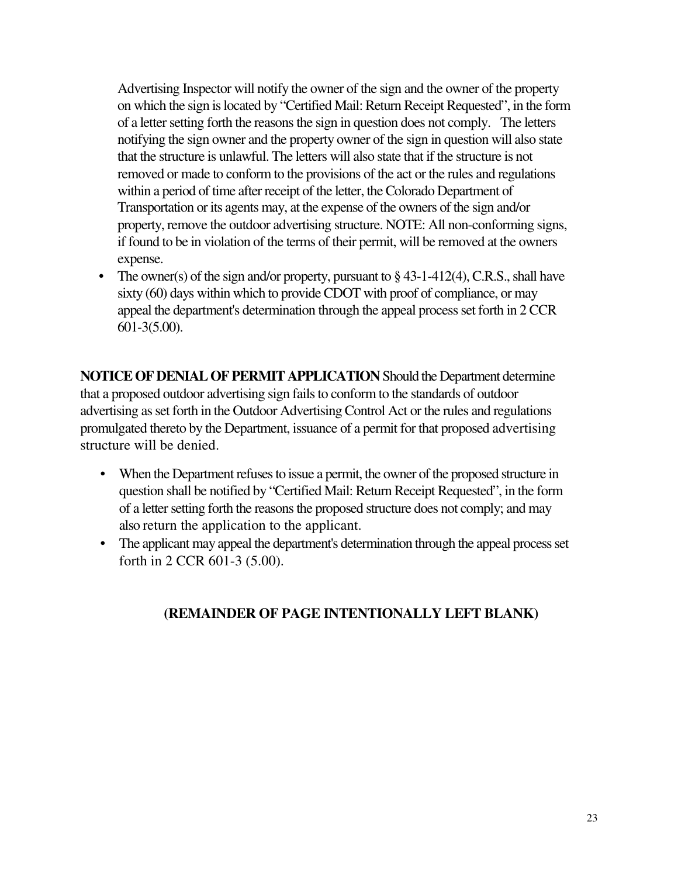Advertising Inspector will notify the owner of the sign and the owner of the property on which the sign is located by "Certified Mail: Return Receipt Requested", in the form of a letter setting forth the reasons the sign in question does not comply. The letters notifying the sign owner and the property owner of the sign in question will also state that the structure is unlawful. The letters will also state that if the structure is not removed or made to conform to the provisions of the act or the rules and regulations within a period of time after receipt of the letter, the Colorado Department of Transportation or its agents may, at the expense of the owners of the sign and/or property, remove the outdoor advertising structure. NOTE: All non-conforming signs, if found to be in violation of the terms of their permit, will be removed at the owners expense.

- The owner(s) of the sign and/or property, pursuant to § 43-1-412(4), C.R.S., shall have sixty (60) days within which to provide CDOT with proof of compliance, or may appeal the department's determination through the appeal process set forth in 2 CCR 601-3(5.00).

**NOTICE OF DENIAL OF PERMIT APPLICATION** Should the Department determine that a proposed outdoor advertising sign fails to conform to the standards of outdoor advertising as set forth in the Outdoor Advertising Control Act or the rules and regulations promulgated thereto by the Department, issuance of a permit for that proposed advertising structure will be denied.

- When the Department refuses to issue a permit, the owner of the proposed structure in question shall be notified by "Certified Mail: Return Receipt Requested", in the form of a letter setting forth the reasons the proposed structure does not comply; and may also return the application to the applicant.
- The applicant may appeal the department's determination through the appeal process set forth in 2 CCR 601-3 (5.00).

**(REMAINDER OF PAGE INTENTIONALLY LEFT BLANK)**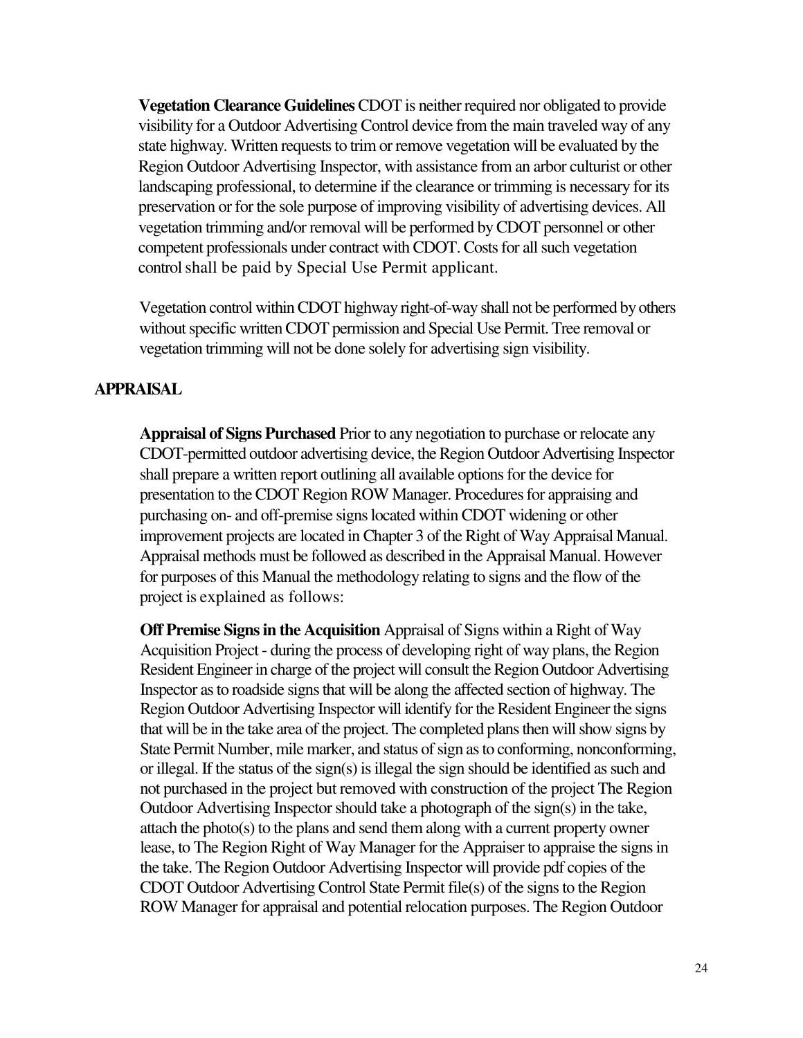**Vegetation Clearance Guidelines** CDOT is neither required nor obligated to provide visibility for a Outdoor Advertising Control device from the main traveled way of any state highway. Written requests to trim or remove vegetation will be evaluated by the Region Outdoor Advertising Inspector, with assistance from an arbor culturist or other landscaping professional, to determine if the clearance or trimming is necessary for its preservation or for the sole purpose of improving visibility of advertising devices. All vegetation trimming and/or removal will be performed by CDOT personnel or other competent professionals under contract with CDOT. Costs for all such vegetation control shall be paid by Special Use Permit applicant.

Vegetation control within CDOT highway right-of-way shall not be performed by others without specific written CDOT permission and Special Use Permit. Tree removal or vegetation trimming will not be done solely for advertising sign visibility.

## APPRAISAL

**Appraisal of Signs Purchased** Prior to any negotiation to purchase or relocate any CDOT-permitted outdoor advertising device, the Region Outdoor Advertising Inspector shall prepare a written report outlining all available options for the device for presentation to the CDOT Region ROW Manager. Procedures for appraising and purchasing on- and off-premise signs located within CDOT widening or other improvement projects are located in Chapter 3 of the Right of Way Appraisal Manual. Appraisal methods must be followed as described in the Appraisal Manual. However for purposes of this Manual the methodology relating to signs and the flow of the project is explained as follows:

**Off Premise Signs in the Acquisition** Appraisal of Signs within a Right of Way Acquisition Project - during the process of developing right of way plans, the Region Resident Engineer in charge of the project will consult the Region Outdoor Advertising Inspector as to roadside signs that will be along the affected section of highway. The Region Outdoor Advertising Inspector will identify for the Resident Engineer the signs that will be in the take area of the project. The completed plans then will show signs by State Permit Number, mile marker, and status of sign as to conforming, nonconforming, or illegal. If the status of the sign(s) is illegal the sign should be identified as such and not purchased in the project but removed with construction of the project The Region Outdoor Advertising Inspector should take a photograph of the sign(s) in the take, attach the photo(s) to the plans and send them along with a current property owner lease, to The Region Right of Way Manager for the Appraiser to appraise the signs in the take. The Region Outdoor Advertising Inspector will provide pdf copies of the CDOT Outdoor Advertising Control State Permit file(s) of the signs to the Region ROW Manager for appraisal and potential relocation purposes. The Region Outdoor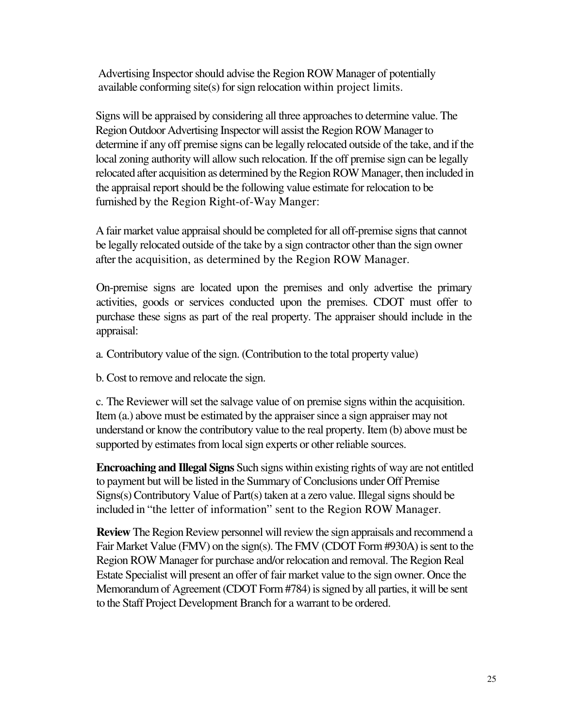Advertising Inspector should advise the Region ROW Manager of potentially available conforming site(s) for sign relocation within project limits.

Signs will be appraised by considering all three approaches to determine value. The Region Outdoor Advertising Inspector will assist the Region ROW Manager to determine if any off premise signs can be legally relocated outside of the take, and if the local zoning authority will allow such relocation. If the off premise sign can be legally relocated after acquisition as determined by the Region ROW Manager, then included in the appraisal report should be the following value estimate for relocation to be furnished by the Region Right-of-Way Manger:

A fair market value appraisal should be completed for all off-premise signs that cannot be legally relocated outside of the take by a sign contractor other than the sign owner after the acquisition, as determined by the Region ROW Manager.

On-premise signs are located upon the premises and only advertise the primary activities, goods or services conducted upon the premises. CDOT must offer to purchase these signs as part of the real property. The appraiser should include in the appraisal:

a. Contributory value of the sign. (Contribution to the total property value)

b. Cost to remove and relocate the sign.

c. The Reviewer will set the salvage value of on premise signs within the acquisition. Item (a.) above must be estimated by the appraiser since a sign appraiser may not understand or know the contributory value to the real property. Item (b) above must be supported by estimates from local sign experts or other reliable sources.

**Encroaching and Illegal Signs** Such signs within existing rights of way are not entitled to payment but will be listed in the Summary of Conclusions under Off Premise Signs(s) Contributory Value of Part(s) taken at a zero value. Illegal signs should be included in "the letter of information" sent to the Region ROW Manager.

**Review** The Region Review personnel will review the sign appraisals and recommend a Fair Market Value (FMV) on the sign(s). The FMV (CDOT Form #930A) is sent to the Region ROW Manager for purchase and/or relocation and removal. The Region Real Estate Specialist will present an offer of fair market value to the sign owner. Once the Memorandum of Agreement (CDOT Form #784) is signed by all parties, it will be sent to the Staff Project Development Branch for a warrant to be ordered.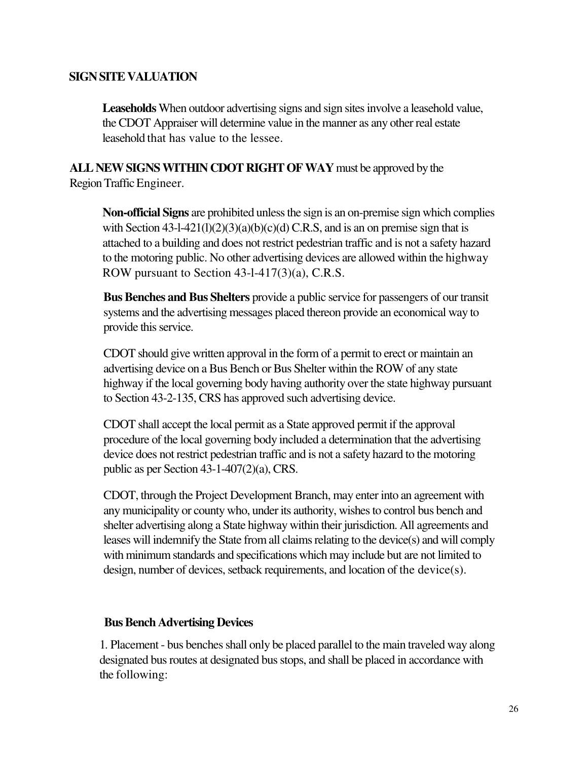## SIGN SITE VALUATION

**Leaseholds** When outdoor advertising signs and sign sites involve a leasehold value, the CDOT Appraiser will determine value in the manner as any other real estate leasehold that has value to the lessee.

**ALL NEW SIGNS WITHIN CDOT RIGHT OF WAY** must be approved by the Region Traffic Engineer.

**Non-official Signs** are prohibited unless the sign is an on-premise sign which complies with Section 43-l-421(l)(2)(3)(a)(b)(c)(d) C.R.S, and is an on premise sign that is attached to a building and does not restrict pedestrian traffic and is not a safety hazard to the motoring public. No other advertising devices are allowed within the highway ROW pursuant to Section 43-l-417(3)(a), C.R.S.

**Bus Benches and Bus Shelters** provide a public service for passengers of our transit systems and the advertising messages placed thereon provide an economical way to provide this service.

CDOT should give written approval in the form of a permit to erect or maintain an advertising device on a Bus Bench or Bus Shelter within the ROW of any state highway if the local governing body having authority over the state highway pursuant to Section 43-2-135, CRS has approved such advertising device.

CDOT shall accept the local permit as a State approved permit if the approval procedure of the local governing body included a determination that the advertising device does not restrict pedestrian traffic and is not a safety hazard to the motoring public as per Section 43-1-407(2)(a), CRS.

CDOT, through the Project Development Branch, may enter into an agreement with any municipality or county who, under its authority, wishes to control bus bench and shelter advertising along a State highway within their jurisdiction. All agreements and leases will indemnify the State from all claims relating to the device(s) and will comply with minimum standards and specifications which may include but are not limited to design, number of devices, setback requirements, and location of the device(s).

### Bus Bench Advertising Devices

1. Placement - bus benches shall only be placed parallel to the main traveled way along designated bus routes at designated bus stops, and shall be placed in accordance with the following: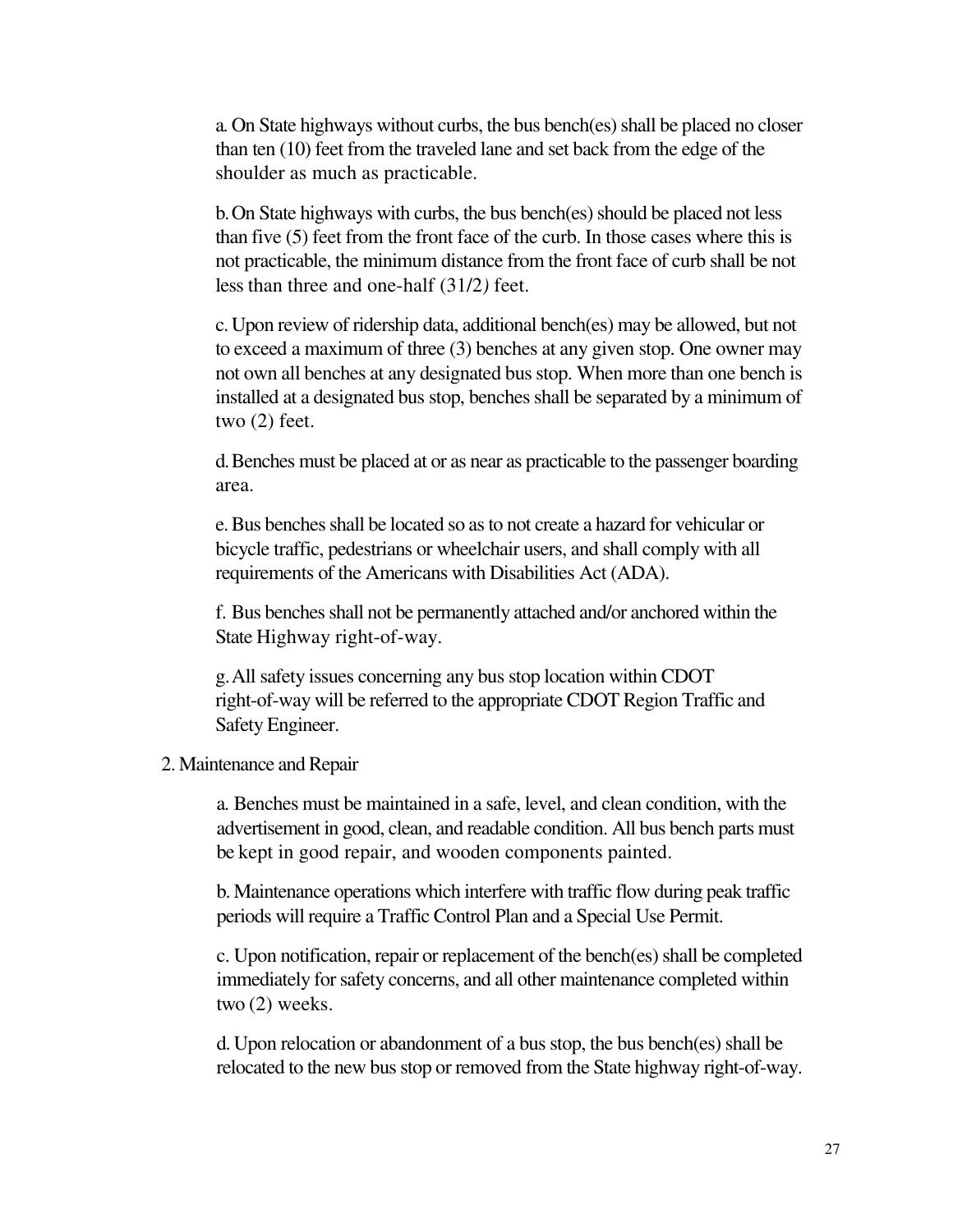a. On State highways without curbs, the bus bench(es) shall be placed no closer than ten (10) feet from the traveled lane and set back from the edge of the shoulder as much as practicable.

b. On State highways with curbs, the bus bench(es) should be placed not less than five (5) feet from the front face of the curb. In those cases where this is not practicable, the minimum distance from the front face of curb shall be not less than three and one-half (31/2) feet.

c. Upon review of ridership data, additional bench(es) may be allowed, but not to exceed a maximum of three (3) benches at any given stop. One owner may not own all benches at any designated bus stop. When more than one bench is installed at a designated bus stop, benches shall be separated by a minimum of two (2) feet.

d. Benches must be placed at or as near as practicable to the passenger boarding area.

e. Bus benches shall be located so as to not create a hazard for vehicular or bicycle traffic, pedestrians or wheelchair users, and shall comply with all requirements of the Americans with Disabilities Act (ADA).

f. Bus benches shall not be permanently attached and/or anchored within the State Highway right-of-way.

g. All safety issues concerning any bus stop location within CDOT right-of-way will be referred to the appropriate CDOT Region Traffic and Safety Engineer.

2. Maintenance and Repair

a. Benches must be maintained in a safe, level, and clean condition, with the advertisement in good, clean, and readable condition. All bus bench parts must be kept in good repair, and wooden components painted.

b. Maintenance operations which interfere with traffic flow during peak traffic periods will require a Traffic Control Plan and a Special Use Permit.

c. Upon notification, repair or replacement of the bench(es) shall be completed immediately for safety concerns, and all other maintenance completed within two (2) weeks.

d. Upon relocation or abandonment of a bus stop, the bus bench(es) shall be relocated to the new bus stop or removed from the State highway right-of-way.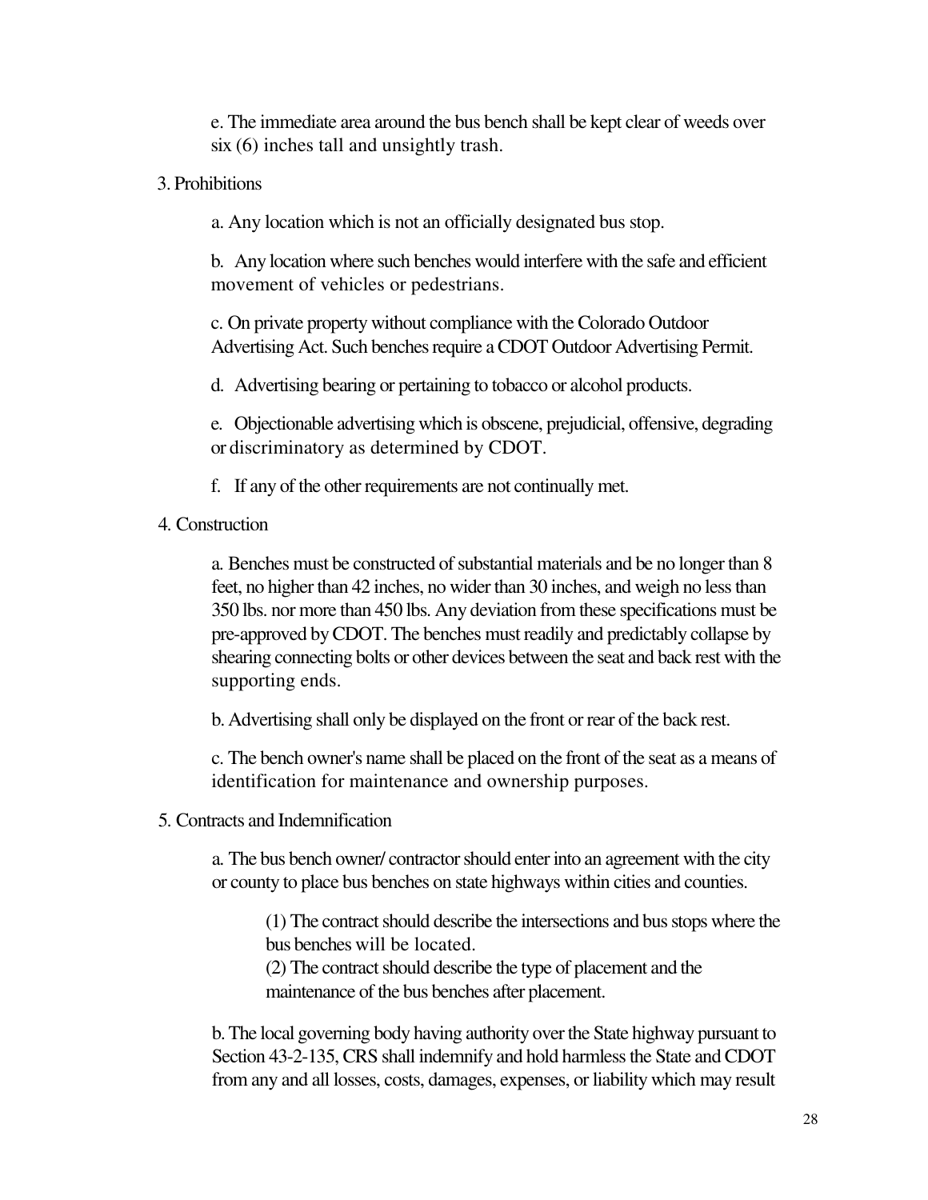e. The immediate area around the bus bench shall be kept clear of weeds over six (6) inches tall and unsightly trash.

3. Prohibitions

   a. Any location which is not an officially designated bus stop.

   b. Any location where such benches would interfere with the safe and efficient movement of vehicles or pedestrians.

   c. On private property without compliance with the Colorado Outdoor Advertising Act. Such benches require a CDOT Outdoor Advertising Permit.

   d. Advertising bearing or pertaining to tobacco or alcohol products.

   e. Objectionable advertising which is obscene, prejudicial, offensive, degrading or discriminatory as determined by CDOT.

   f. If any of the other requirements are not continually met.

4. Construction

   a. Benches must be constructed of substantial materials and be no longer than 8 feet, no higher than 42 inches, no wider than 30 inches, and weigh no less than 350 lbs. nor more than 450 lbs. Any deviation from these specifications must be pre-approved by CDOT. The benches must readily and predictably collapse by shearing connecting bolts or other devices between the seat and back rest with the supporting ends.

   b. Advertising shall only be displayed on the front or rear of the back rest.

   c. The bench owner's name shall be placed on the front of the seat as a means of identification for maintenance and ownership purposes.

5. Contracts and Indemnification

   a. The bus bench owner/ contractor should enter into an agreement with the city or county to place bus benches on state highways within cities and counties.

      (1) The contract should describe the intersections and bus stops where the bus benches will be located.
      (2) The contract should describe the type of placement and the maintenance of the bus benches after placement.

   b. The local governing body having authority over the State highway pursuant to Section 43-2-135, CRS shall indemnify and hold harmless the State and CDOT from any and all losses, costs, damages, expenses, or liability which may result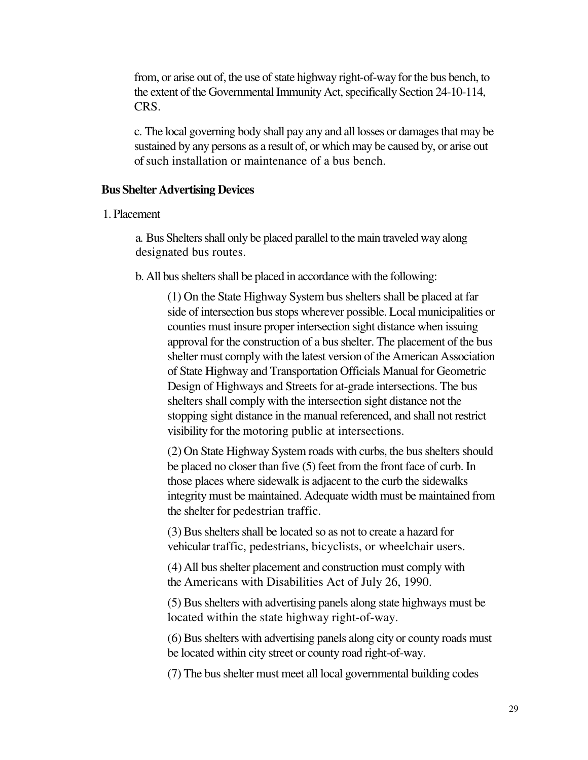from, or arise out of, the use of state highway right-of-way for the bus bench, to the extent of the Governmental Immunity Act, specifically Section 24-10-114, CRS.

c. The local governing body shall pay any and all losses or damages that may be sustained by any persons as a result of, or which may be caused by, or arise out of such installation or maintenance of a bus bench.

**Bus Shelter Advertising Devices**

1. Placement

a. Bus Shelters shall only be placed parallel to the main traveled way along designated bus routes.

b. All bus shelters shall be placed in accordance with the following:

(1) On the State Highway System bus shelters shall be placed at far side of intersection bus stops wherever possible. Local municipalities or counties must insure proper intersection sight distance when issuing approval for the construction of a bus shelter. The placement of the bus shelter must comply with the latest version of the American Association of State Highway and Transportation Officials Manual for Geometric Design of Highways and Streets for at-grade intersections. The bus shelters shall comply with the intersection sight distance not the stopping sight distance in the manual referenced, and shall not restrict visibility for the motoring public at intersections.

(2) On State Highway System roads with curbs, the bus shelters should be placed no closer than five (5) feet from the front face of curb. In those places where sidewalk is adjacent to the curb the sidewalks integrity must be maintained. Adequate width must be maintained from the shelter for pedestrian traffic.

(3) Bus shelters shall be located so as not to create a hazard for vehicular traffic, pedestrians, bicyclists, or wheelchair users.

(4) All bus shelter placement and construction must comply with the Americans with Disabilities Act of July 26, 1990.

(5) Bus shelters with advertising panels along state highways must be located within the state highway right-of-way.

(6) Bus shelters with advertising panels along city or county roads must be located within city street or county road right-of-way.

(7) The bus shelter must meet all local governmental building codes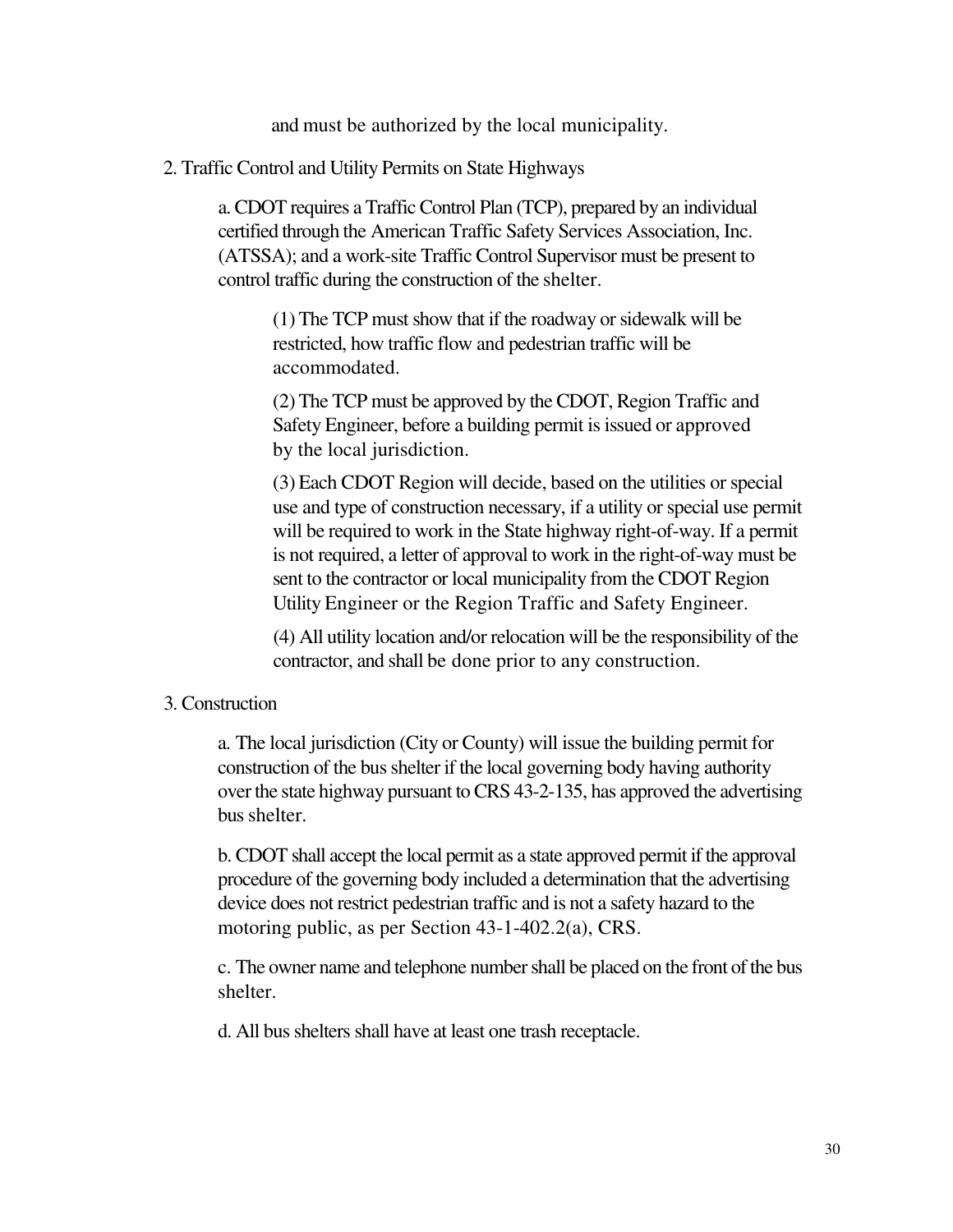and must be authorized by the local municipality.

2. Traffic Control and Utility Permits on State Highways

   a. CDOT requires a Traffic Control Plan (TCP), prepared by an individual certified through the American Traffic Safety Services Association, Inc. (ATSSA); and a work-site Traffic Control Supervisor must be present to control traffic during the construction of the shelter.

      (1) The TCP must show that if the roadway or sidewalk will be restricted, how traffic flow and pedestrian traffic will be accommodated.

      (2) The TCP must be approved by the CDOT, Region Traffic and Safety Engineer, before a building permit is issued or approved by the local jurisdiction.

      (3) Each CDOT Region will decide, based on the utilities or special use and type of construction necessary, if a utility or special use permit will be required to work in the State highway right-of-way. If a permit is not required, a letter of approval to work in the right-of-way must be sent to the contractor or local municipality from the CDOT Region Utility Engineer or the Region Traffic and Safety Engineer.

      (4) All utility location and/or relocation will be the responsibility of the contractor, and shall be done prior to any construction.

3. Construction

   a. The local jurisdiction (City or County) will issue the building permit for construction of the bus shelter if the local governing body having authority over the state highway pursuant to CRS 43-2-135, has approved the advertising bus shelter.

   b. CDOT shall accept the local permit as a state approved permit if the approval procedure of the governing body included a determination that the advertising device does not restrict pedestrian traffic and is not a safety hazard to the motoring public, as per Section 43-1-402.2(a), CRS.

   c. The owner name and telephone number shall be placed on the front of the bus shelter.

   d. All bus shelters shall have at least one trash receptacle.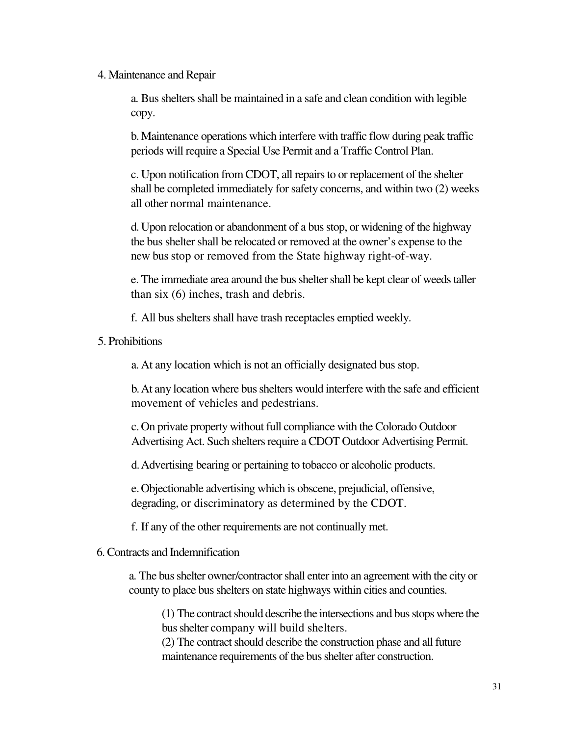4. Maintenance and Repair

a. Bus shelters shall be maintained in a safe and clean condition with legible copy.

b. Maintenance operations which interfere with traffic flow during peak traffic periods will require a Special Use Permit and a Traffic Control Plan.

c. Upon notification from CDOT, all repairs to or replacement of the shelter shall be completed immediately for safety concerns, and within two (2) weeks all other normal maintenance.

d. Upon relocation or abandonment of a bus stop, or widening of the highway the bus shelter shall be relocated or removed at the owner's expense to the new bus stop or removed from the State highway right-of-way.

e. The immediate area around the bus shelter shall be kept clear of weeds taller than six (6) inches, trash and debris.

f. All bus shelters shall have trash receptacles emptied weekly.

5. Prohibitions

a. At any location which is not an officially designated bus stop.

b. At any location where bus shelters would interfere with the safe and efficient movement of vehicles and pedestrians.

c. On private property without full compliance with the Colorado Outdoor Advertising Act. Such shelters require a CDOT Outdoor Advertising Permit.

d. Advertising bearing or pertaining to tobacco or alcoholic products.

e. Objectionable advertising which is obscene, prejudicial, offensive, degrading, or discriminatory as determined by the CDOT.

f. If any of the other requirements are not continually met.

6. Contracts and Indemnification

a. The bus shelter owner/contractor shall enter into an agreement with the city or county to place bus shelters on state highways within cities and counties.

(1) The contract should describe the intersections and bus stops where the bus shelter company will build shelters.
(2) The contract should describe the construction phase and all future maintenance requirements of the bus shelter after construction.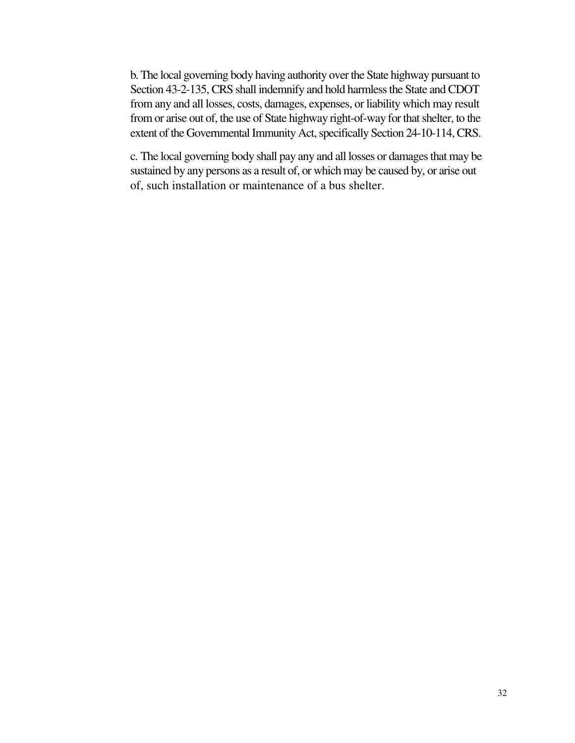b. The local governing body having authority over the State highway pursuant to Section 43-2-135, CRS shall indemnify and hold harmless the State and CDOT from any and all losses, costs, damages, expenses, or liability which may result from or arise out of, the use of State highway right-of-way for that shelter, to the extent of the Governmental Immunity Act, specifically Section 24-10-114, CRS.

c. The local governing body shall pay any and all losses or damages that may be sustained by any persons as a result of, or which may be caused by, or arise out of, such installation or maintenance of a bus shelter.